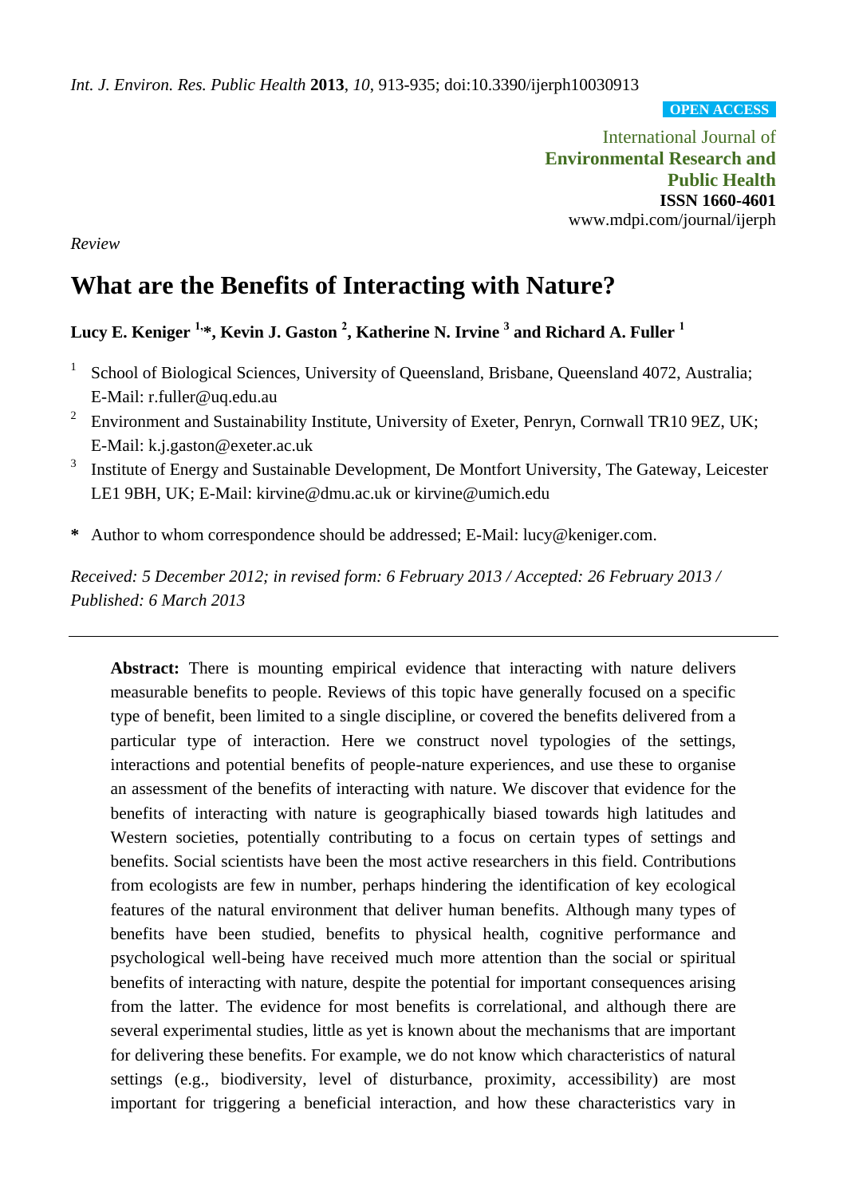*Int. J. Environ. Res. Public Health* **2013**, *10*, 913-935; doi:10.3390/ijerph10030913

**OPEN ACCESS**

International Journal of
**Environmental Research and Public Health**
**ISSN 1660-4601**
www.mdpi.com/journal/ijerph

*Review*

# What are the Benefits of Interacting with Nature?

**Lucy E. Keniger [1,*], Kevin J. Gaston [2], Katherine N. Irvine [3] and Richard A. Fuller [1]**

[1] School of Biological Sciences, University of Queensland, Brisbane, Queensland 4072, Australia; E-Mail: r.fuller@uq.edu.au

[2] Environment and Sustainability Institute, University of Exeter, Penryn, Cornwall TR10 9EZ, UK; E-Mail: k.j.gaston@exeter.ac.uk

[3] Institute of Energy and Sustainable Development, De Montfort University, The Gateway, Leicester LE1 9BH, UK; E-Mail: kirvine@dmu.ac.uk or kirvine@umich.edu

**\*** Author to whom correspondence should be addressed; E-Mail: lucy@keniger.com.

*Received: 5 December 2012; in revised form: 6 February 2013 / Accepted: 26 February 2013 / Published: 6 March 2013*

---

**Abstract:** There is mounting empirical evidence that interacting with nature delivers measurable benefits to people. Reviews of this topic have generally focused on a specific type of benefit, been limited to a single discipline, or covered the benefits delivered from a particular type of interaction. Here we construct novel typologies of the settings, interactions and potential benefits of people-nature experiences, and use these to organise an assessment of the benefits of interacting with nature. We discover that evidence for the benefits of interacting with nature is geographically biased towards high latitudes and Western societies, potentially contributing to a focus on certain types of settings and benefits. Social scientists have been the most active researchers in this field. Contributions from ecologists are few in number, perhaps hindering the identification of key ecological features of the natural environment that deliver human benefits. Although many types of benefits have been studied, benefits to physical health, cognitive performance and psychological well-being have received much more attention than the social or spiritual benefits of interacting with nature, despite the potential for important consequences arising from the latter. The evidence for most benefits is correlational, and although there are several experimental studies, little as yet is known about the mechanisms that are important for delivering these benefits. For example, we do not know which characteristics of natural settings (e.g., biodiversity, level of disturbance, proximity, accessibility) are most important for triggering a beneficial interaction, and how these characteristics vary in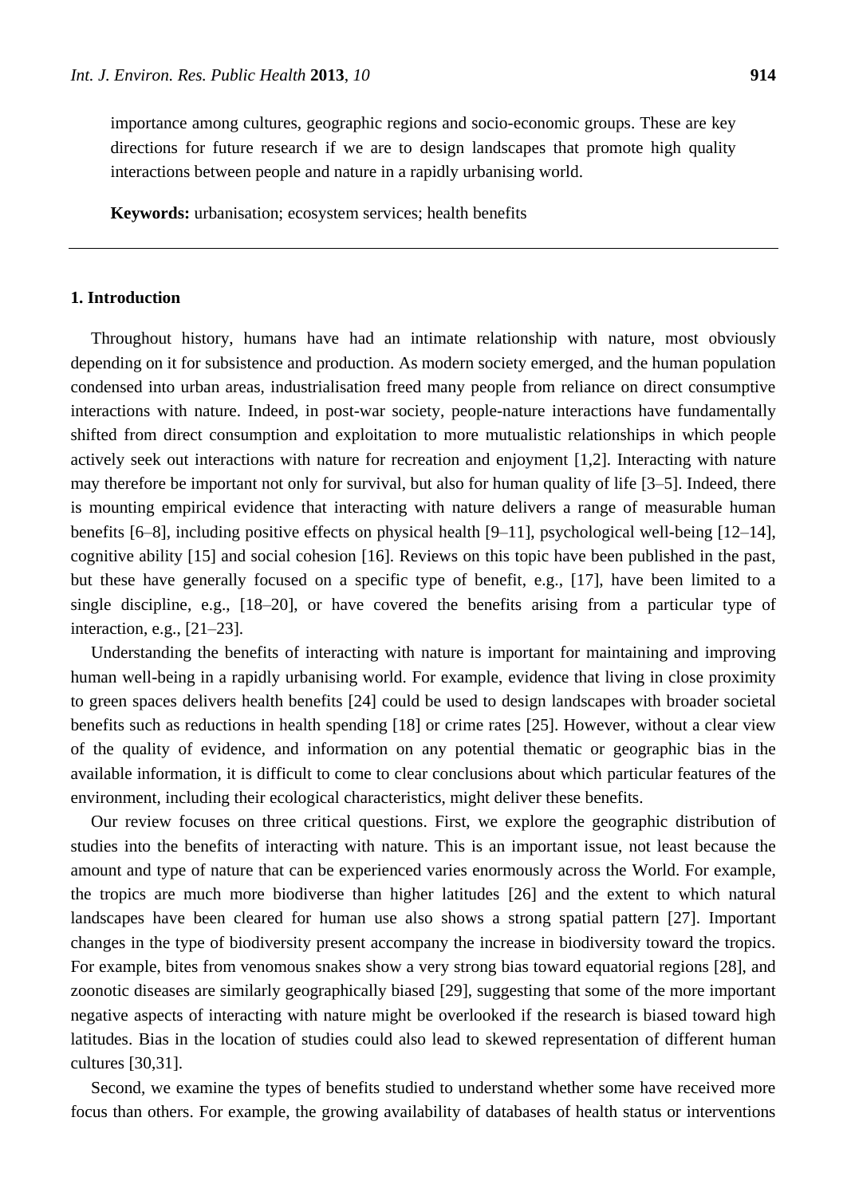importance among cultures, geographic regions and socio-economic groups. These are key directions for future research if we are to design landscapes that promote high quality interactions between people and nature in a rapidly urbanising world.

**Keywords:** urbanisation; ecosystem services; health benefits

---

## 1. Introduction

Throughout history, humans have had an intimate relationship with nature, most obviously depending on it for subsistence and production. As modern society emerged, and the human population condensed into urban areas, industrialisation freed many people from reliance on direct consumptive interactions with nature. Indeed, in post-war society, people-nature interactions have fundamentally shifted from direct consumption and exploitation to more mutualistic relationships in which people actively seek out interactions with nature for recreation and enjoyment [1,2]. Interacting with nature may therefore be important not only for survival, but also for human quality of life [3–5]. Indeed, there is mounting empirical evidence that interacting with nature delivers a range of measurable human benefits [6–8], including positive effects on physical health [9–11], psychological well-being [12–14], cognitive ability [15] and social cohesion [16]. Reviews on this topic have been published in the past, but these have generally focused on a specific type of benefit, e.g., [17], have been limited to a single discipline, e.g., [18–20], or have covered the benefits arising from a particular type of interaction, e.g., [21–23].

Understanding the benefits of interacting with nature is important for maintaining and improving human well-being in a rapidly urbanising world. For example, evidence that living in close proximity to green spaces delivers health benefits [24] could be used to design landscapes with broader societal benefits such as reductions in health spending [18] or crime rates [25]. However, without a clear view of the quality of evidence, and information on any potential thematic or geographic bias in the available information, it is difficult to come to clear conclusions about which particular features of the environment, including their ecological characteristics, might deliver these benefits.

Our review focuses on three critical questions. First, we explore the geographic distribution of studies into the benefits of interacting with nature. This is an important issue, not least because the amount and type of nature that can be experienced varies enormously across the World. For example, the tropics are much more biodiverse than higher latitudes [26] and the extent to which natural landscapes have been cleared for human use also shows a strong spatial pattern [27]. Important changes in the type of biodiversity present accompany the increase in biodiversity toward the tropics. For example, bites from venomous snakes show a very strong bias toward equatorial regions [28], and zoonotic diseases are similarly geographically biased [29], suggesting that some of the more important negative aspects of interacting with nature might be overlooked if the research is biased toward high latitudes. Bias in the location of studies could also lead to skewed representation of different human cultures [30,31].

Second, we examine the types of benefits studied to understand whether some have received more focus than others. For example, the growing availability of databases of health status or interventions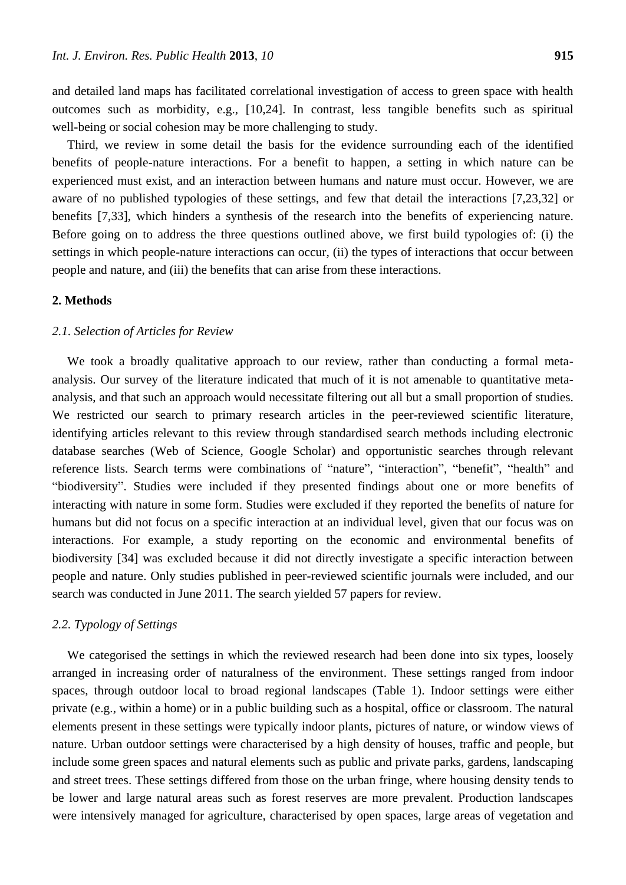and detailed land maps has facilitated correlational investigation of access to green space with health outcomes such as morbidity, e.g., [10,24]. In contrast, less tangible benefits such as spiritual well-being or social cohesion may be more challenging to study.

Third, we review in some detail the basis for the evidence surrounding each of the identified benefits of people-nature interactions. For a benefit to happen, a setting in which nature can be experienced must exist, and an interaction between humans and nature must occur. However, we are aware of no published typologies of these settings, and few that detail the interactions [7,23,32] or benefits [7,33], which hinders a synthesis of the research into the benefits of experiencing nature. Before going on to address the three questions outlined above, we first build typologies of: (i) the settings in which people-nature interactions can occur, (ii) the types of interactions that occur between people and nature, and (iii) the benefits that can arise from these interactions.

## 2. Methods

### 2.1. Selection of Articles for Review

We took a broadly qualitative approach to our review, rather than conducting a formal meta-analysis. Our survey of the literature indicated that much of it is not amenable to quantitative meta-analysis, and that such an approach would necessitate filtering out all but a small proportion of studies. We restricted our search to primary research articles in the peer-reviewed scientific literature, identifying articles relevant to this review through standardised search methods including electronic database searches (Web of Science, Google Scholar) and opportunistic searches through relevant reference lists. Search terms were combinations of "nature", "interaction", "benefit", "health" and "biodiversity". Studies were included if they presented findings about one or more benefits of interacting with nature in some form. Studies were excluded if they reported the benefits of nature for humans but did not focus on a specific interaction at an individual level, given that our focus was on interactions. For example, a study reporting on the economic and environmental benefits of biodiversity [34] was excluded because it did not directly investigate a specific interaction between people and nature. Only studies published in peer-reviewed scientific journals were included, and our search was conducted in June 2011. The search yielded 57 papers for review.

### 2.2. Typology of Settings

We categorised the settings in which the reviewed research had been done into six types, loosely arranged in increasing order of naturalness of the environment. These settings ranged from indoor spaces, through outdoor local to broad regional landscapes (Table 1). Indoor settings were either private (e.g., within a home) or in a public building such as a hospital, office or classroom. The natural elements present in these settings were typically indoor plants, pictures of nature, or window views of nature. Urban outdoor settings were characterised by a high density of houses, traffic and people, but include some green spaces and natural elements such as public and private parks, gardens, landscaping and street trees. These settings differed from those on the urban fringe, where housing density tends to be lower and large natural areas such as forest reserves are more prevalent. Production landscapes were intensively managed for agriculture, characterised by open spaces, large areas of vegetation and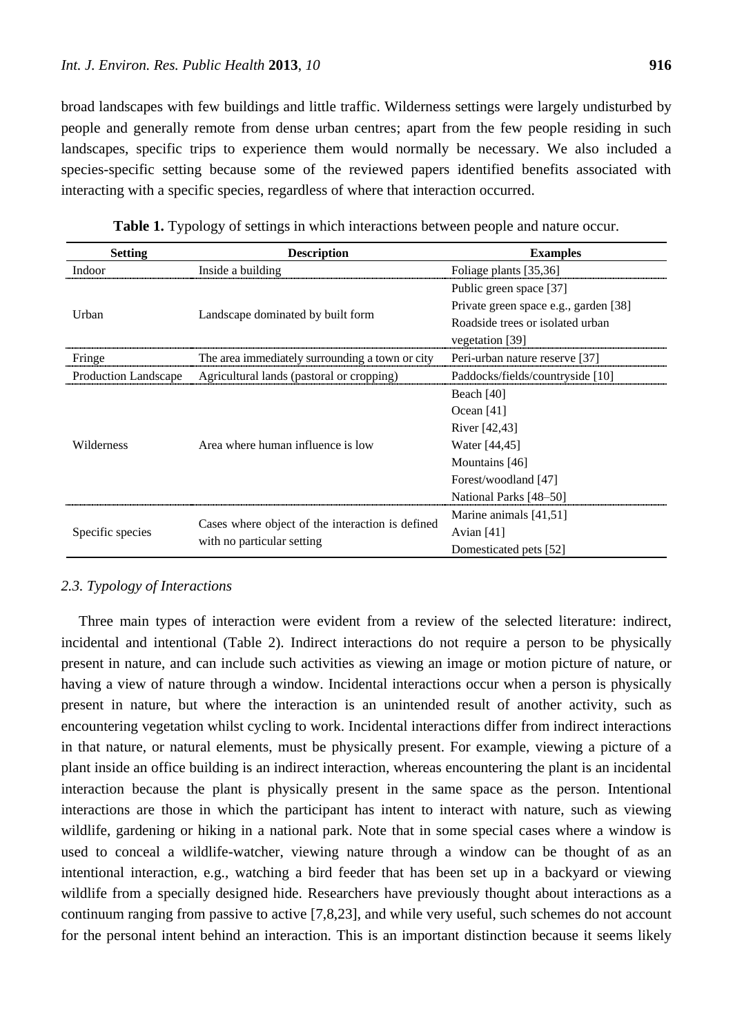broad landscapes with few buildings and little traffic. Wilderness settings were largely undisturbed by people and generally remote from dense urban centres; apart from the few people residing in such landscapes, specific trips to experience them would normally be necessary. We also included a species-specific setting because some of the reviewed papers identified benefits associated with interacting with a specific species, regardless of where that interaction occurred.

**Table 1.** Typology of settings in which interactions between people and nature occur.

| Setting | Description | Examples |
|---|---|---|
| Indoor | Inside a building | Foliage plants [35,36] |
| Urban | Landscape dominated by built form | Public green space [37]<br>Private green space e.g., garden [38]<br>Roadside trees or isolated urban vegetation [39] |
| Fringe | The area immediately surrounding a town or city | Peri-urban nature reserve [37] |
| Production Landscape | Agricultural lands (pastoral or cropping) | Paddocks/fields/countryside [10] |
| Wilderness | Area where human influence is low | Beach [40]<br>Ocean [41]<br>River [42,43]<br>Water [44,45]<br>Mountains [46]<br>Forest/woodland [47]<br>National Parks [48–50] |
| Specific species | Cases where object of the interaction is defined with no particular setting | Marine animals [41,51]<br>Avian [41]<br>Domesticated pets [52] |

### *2.3. Typology of Interactions*

Three main types of interaction were evident from a review of the selected literature: indirect, incidental and intentional (Table 2). Indirect interactions do not require a person to be physically present in nature, and can include such activities as viewing an image or motion picture of nature, or having a view of nature through a window. Incidental interactions occur when a person is physically present in nature, but where the interaction is an unintended result of another activity, such as encountering vegetation whilst cycling to work. Incidental interactions differ from indirect interactions in that nature, or natural elements, must be physically present. For example, viewing a picture of a plant inside an office building is an indirect interaction, whereas encountering the plant is an incidental interaction because the plant is physically present in the same space as the person. Intentional interactions are those in which the participant has intent to interact with nature, such as viewing wildlife, gardening or hiking in a national park. Note that in some special cases where a window is used to conceal a wildlife-watcher, viewing nature through a window can be thought of as an intentional interaction, e.g., watching a bird feeder that has been set up in a backyard or viewing wildlife from a specially designed hide. Researchers have previously thought about interactions as a continuum ranging from passive to active [7,8,23], and while very useful, such schemes do not account for the personal intent behind an interaction. This is an important distinction because it seems likely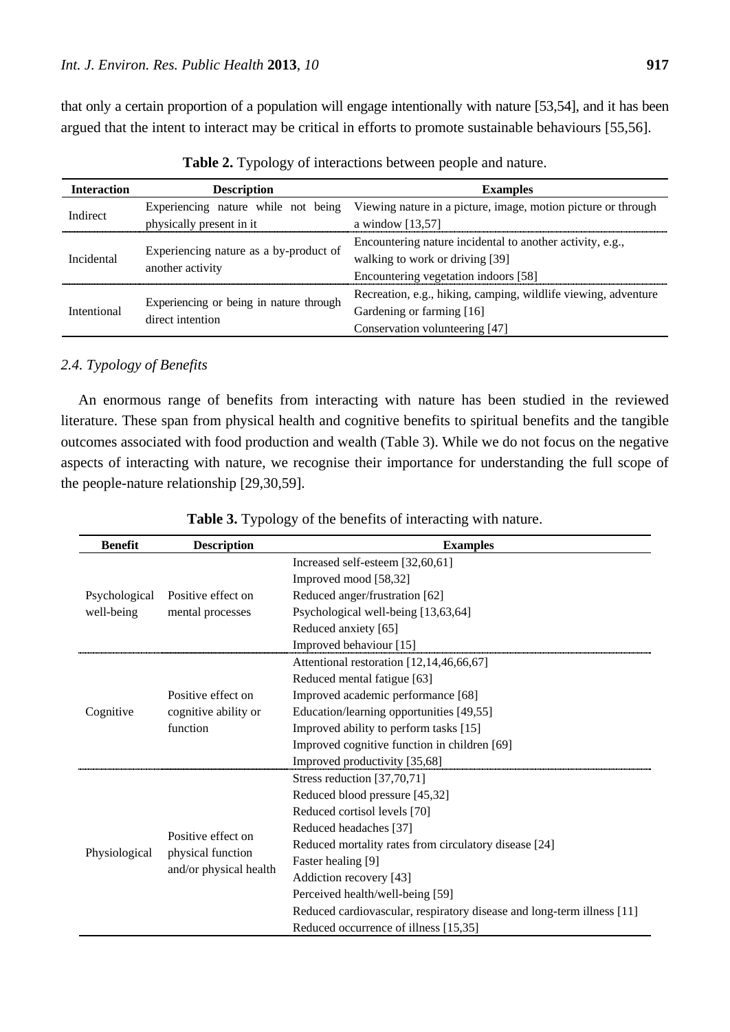that only a certain proportion of a population will engage intentionally with nature [53,54], and it has been argued that the intent to interact may be critical in efforts to promote sustainable behaviours [55,56].

**Table 2.** Typology of interactions between people and nature.

| Interaction | Description | Examples |
|---|---|---|
| Indirect | Experiencing nature while not being physically present in it | Viewing nature in a picture, image, motion picture or through a window [13,57] |
| Incidental | Experiencing nature as a by-product of another activity | Encountering nature incidental to another activity, e.g., walking to work or driving [39]<br>Encountering vegetation indoors [58] |
| Intentional | Experiencing or being in nature through direct intention | Recreation, e.g., hiking, camping, wildlife viewing, adventure<br>Gardening or farming [16]<br>Conservation volunteering [47] |

### *2.4. Typology of Benefits*

An enormous range of benefits from interacting with nature has been studied in the reviewed literature. These span from physical health and cognitive benefits to spiritual benefits and the tangible outcomes associated with food production and wealth (Table 3). While we do not focus on the negative aspects of interacting with nature, we recognise their importance for understanding the full scope of the people-nature relationship [29,30,59].

**Table 3.** Typology of the benefits of interacting with nature.

| Benefit | Description | Examples |
|---|---|---|
| Psychological well-being | Positive effect on mental processes | Increased self-esteem [32,60,61]<br>Improved mood [58,32]<br>Reduced anger/frustration [62]<br>Psychological well-being [13,63,64]<br>Reduced anxiety [65]<br>Improved behaviour [15] |
| Cognitive | Positive effect on cognitive ability or function | Attentional restoration [12,14,46,66,67]<br>Reduced mental fatigue [63]<br>Improved academic performance [68]<br>Education/learning opportunities [49,55]<br>Improved ability to perform tasks [15]<br>Improved cognitive function in children [69]<br>Improved productivity [35,68] |
| Physiological | Positive effect on physical function and/or physical health | Stress reduction [37,70,71]<br>Reduced blood pressure [45,32]<br>Reduced cortisol levels [70]<br>Reduced headaches [37]<br>Reduced mortality rates from circulatory disease [24]<br>Faster healing [9]<br>Addiction recovery [43]<br>Perceived health/well-being [59]<br>Reduced cardiovascular, respiratory disease and long-term illness [11]<br>Reduced occurrence of illness [15,35] |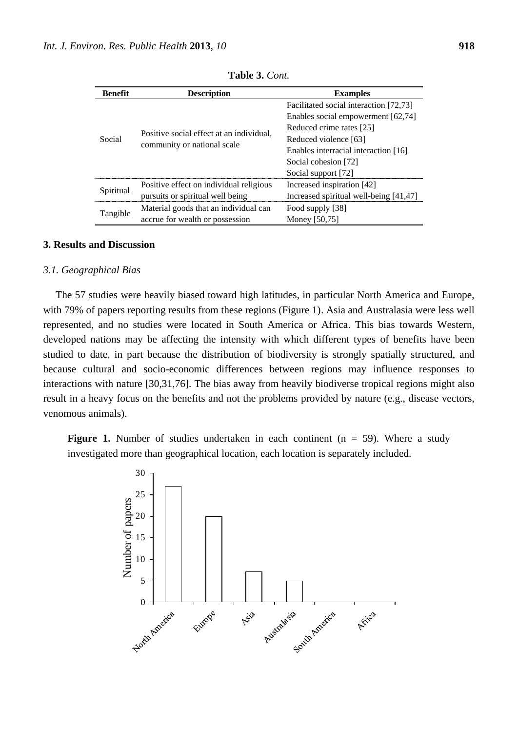**Table 3.** *Cont.*

| Benefit | Description | Examples |
|---|---|---|
| Social | Positive social effect at an individual, community or national scale | Facilitated social interaction [72,73]<br>Enables social empowerment [62,74]<br>Reduced crime rates [25]<br>Reduced violence [63]<br>Enables interracial interaction [16]<br>Social cohesion [72]<br>Social support [72] |
| Spiritual | Positive effect on individual religious pursuits or spiritual well being | Increased inspiration [42]<br>Increased spiritual well-being [41,47] |
| Tangible | Material goods that an individual can accrue for wealth or possession | Food supply [38]<br>Money [50,75] |

## 3. Results and Discussion

### *3.1. Geographical Bias*

The 57 studies were heavily biased toward high latitudes, in particular North America and Europe, with 79% of papers reporting results from these regions (Figure 1). Asia and Australasia were less well represented, and no studies were located in South America or Africa. This bias towards Western, developed nations may be affecting the intensity with which different types of benefits have been studied to date, in part because the distribution of biodiversity is strongly spatially structured, and because cultural and socio-economic differences between regions may influence responses to interactions with nature [30,31,76]. The bias away from heavily biodiverse tropical regions might also result in a heavy focus on the benefits and not the problems provided by nature (e.g., disease vectors, venomous animals).

**Figure 1.** Number of studies undertaken in each continent (n = 59). Where a study investigated more than geographical location, each location is separately included.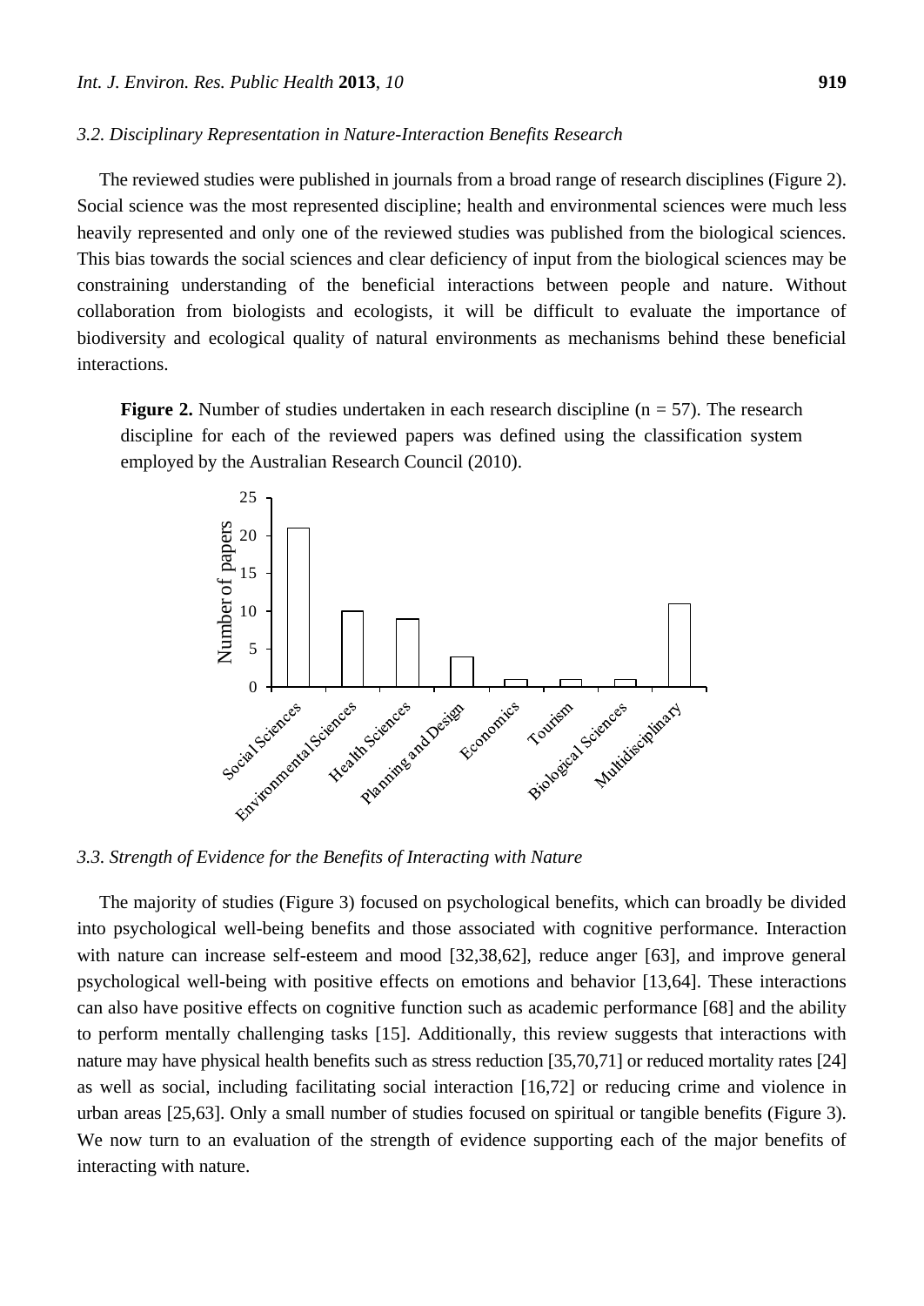### 3.2. Disciplinary Representation in Nature-Interaction Benefits Research

The reviewed studies were published in journals from a broad range of research disciplines (Figure 2). Social science was the most represented discipline; health and environmental sciences were much less heavily represented and only one of the reviewed studies was published from the biological sciences. This bias towards the social sciences and clear deficiency of input from the biological sciences may be constraining understanding of the beneficial interactions between people and nature. Without collaboration from biologists and ecologists, it will be difficult to evaluate the importance of biodiversity and ecological quality of natural environments as mechanisms behind these beneficial interactions.

**Figure 2.** Number of studies undertaken in each research discipline (n = 57). The research discipline for each of the reviewed papers was defined using the classification system employed by the Australian Research Council (2010).

### 3.3. Strength of Evidence for the Benefits of Interacting with Nature

The majority of studies (Figure 3) focused on psychological benefits, which can broadly be divided into psychological well-being benefits and those associated with cognitive performance. Interaction with nature can increase self-esteem and mood [32,38,62], reduce anger [63], and improve general psychological well-being with positive effects on emotions and behavior [13,64]. These interactions can also have positive effects on cognitive function such as academic performance [68] and the ability to perform mentally challenging tasks [15]. Additionally, this review suggests that interactions with nature may have physical health benefits such as stress reduction [35,70,71] or reduced mortality rates [24] as well as social, including facilitating social interaction [16,72] or reducing crime and violence in urban areas [25,63]. Only a small number of studies focused on spiritual or tangible benefits (Figure 3). We now turn to an evaluation of the strength of evidence supporting each of the major benefits of interacting with nature.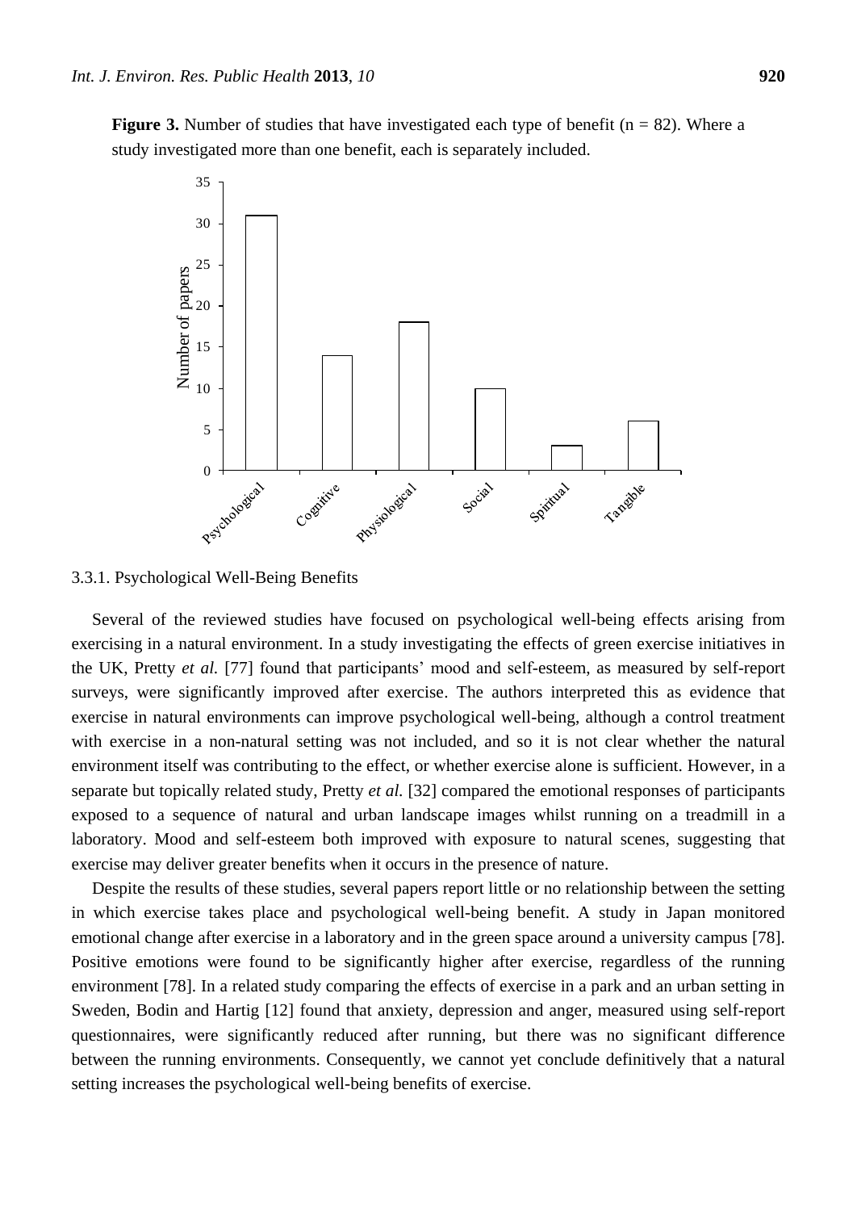**Figure 3.** Number of studies that have investigated each type of benefit (n = 82). Where a study investigated more than one benefit, each is separately included.

### 3.3.1. Psychological Well-Being Benefits

Several of the reviewed studies have focused on psychological well-being effects arising from exercising in a natural environment. In a study investigating the effects of green exercise initiatives in the UK, Pretty *et al.* [77] found that participants' mood and self-esteem, as measured by self-report surveys, were significantly improved after exercise. The authors interpreted this as evidence that exercise in natural environments can improve psychological well-being, although a control treatment with exercise in a non-natural setting was not included, and so it is not clear whether the natural environment itself was contributing to the effect, or whether exercise alone is sufficient. However, in a separate but topically related study, Pretty *et al.* [32] compared the emotional responses of participants exposed to a sequence of natural and urban landscape images whilst running on a treadmill in a laboratory. Mood and self-esteem both improved with exposure to natural scenes, suggesting that exercise may deliver greater benefits when it occurs in the presence of nature.

Despite the results of these studies, several papers report little or no relationship between the setting in which exercise takes place and psychological well-being benefit. A study in Japan monitored emotional change after exercise in a laboratory and in the green space around a university campus [78]. Positive emotions were found to be significantly higher after exercise, regardless of the running environment [78]. In a related study comparing the effects of exercise in a park and an urban setting in Sweden, Bodin and Hartig [12] found that anxiety, depression and anger, measured using self-report questionnaires, were significantly reduced after running, but there was no significant difference between the running environments. Consequently, we cannot yet conclude definitively that a natural setting increases the psychological well-being benefits of exercise.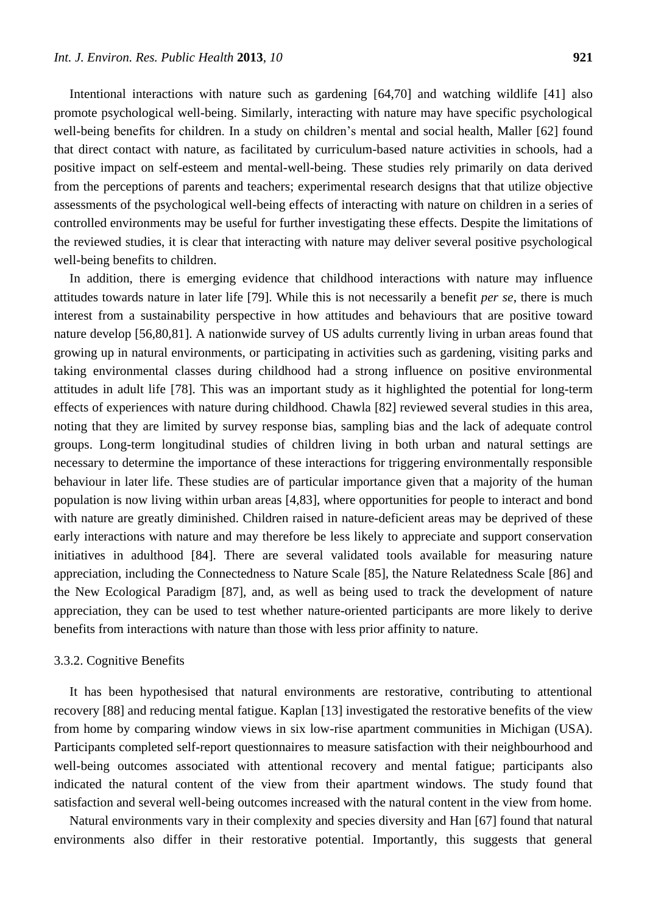Intentional interactions with nature such as gardening [64,70] and watching wildlife [41] also promote psychological well-being. Similarly, interacting with nature may have specific psychological well-being benefits for children. In a study on children's mental and social health, Maller [62] found that direct contact with nature, as facilitated by curriculum-based nature activities in schools, had a positive impact on self-esteem and mental-well-being. These studies rely primarily on data derived from the perceptions of parents and teachers; experimental research designs that that utilize objective assessments of the psychological well-being effects of interacting with nature on children in a series of controlled environments may be useful for further investigating these effects. Despite the limitations of the reviewed studies, it is clear that interacting with nature may deliver several positive psychological well-being benefits to children.

In addition, there is emerging evidence that childhood interactions with nature may influence attitudes towards nature in later life [79]. While this is not necessarily a benefit *per se*, there is much interest from a sustainability perspective in how attitudes and behaviours that are positive toward nature develop [56,80,81]. A nationwide survey of US adults currently living in urban areas found that growing up in natural environments, or participating in activities such as gardening, visiting parks and taking environmental classes during childhood had a strong influence on positive environmental attitudes in adult life [78]. This was an important study as it highlighted the potential for long-term effects of experiences with nature during childhood. Chawla [82] reviewed several studies in this area, noting that they are limited by survey response bias, sampling bias and the lack of adequate control groups. Long-term longitudinal studies of children living in both urban and natural settings are necessary to determine the importance of these interactions for triggering environmentally responsible behaviour in later life. These studies are of particular importance given that a majority of the human population is now living within urban areas [4,83], where opportunities for people to interact and bond with nature are greatly diminished. Children raised in nature-deficient areas may be deprived of these early interactions with nature and may therefore be less likely to appreciate and support conservation initiatives in adulthood [84]. There are several validated tools available for measuring nature appreciation, including the Connectedness to Nature Scale [85], the Nature Relatedness Scale [86] and the New Ecological Paradigm [87], and, as well as being used to track the development of nature appreciation, they can be used to test whether nature-oriented participants are more likely to derive benefits from interactions with nature than those with less prior affinity to nature.

### 3.3.2. Cognitive Benefits

It has been hypothesised that natural environments are restorative, contributing to attentional recovery [88] and reducing mental fatigue. Kaplan [13] investigated the restorative benefits of the view from home by comparing window views in six low-rise apartment communities in Michigan (USA). Participants completed self-report questionnaires to measure satisfaction with their neighbourhood and well-being outcomes associated with attentional recovery and mental fatigue; participants also indicated the natural content of the view from their apartment windows. The study found that satisfaction and several well-being outcomes increased with the natural content in the view from home.

Natural environments vary in their complexity and species diversity and Han [67] found that natural environments also differ in their restorative potential. Importantly, this suggests that general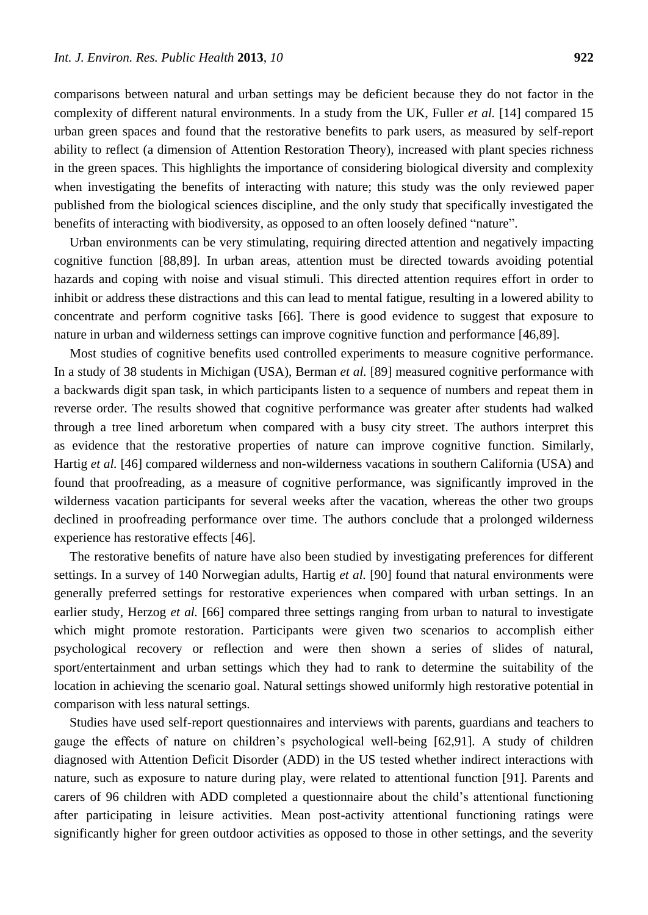comparisons between natural and urban settings may be deficient because they do not factor in the complexity of different natural environments. In a study from the UK, Fuller *et al.* [14] compared 15 urban green spaces and found that the restorative benefits to park users, as measured by self-report ability to reflect (a dimension of Attention Restoration Theory), increased with plant species richness in the green spaces. This highlights the importance of considering biological diversity and complexity when investigating the benefits of interacting with nature; this study was the only reviewed paper published from the biological sciences discipline, and the only study that specifically investigated the benefits of interacting with biodiversity, as opposed to an often loosely defined "nature".

Urban environments can be very stimulating, requiring directed attention and negatively impacting cognitive function [88,89]. In urban areas, attention must be directed towards avoiding potential hazards and coping with noise and visual stimuli. This directed attention requires effort in order to inhibit or address these distractions and this can lead to mental fatigue, resulting in a lowered ability to concentrate and perform cognitive tasks [66]. There is good evidence to suggest that exposure to nature in urban and wilderness settings can improve cognitive function and performance [46,89].

Most studies of cognitive benefits used controlled experiments to measure cognitive performance. In a study of 38 students in Michigan (USA), Berman *et al.* [89] measured cognitive performance with a backwards digit span task, in which participants listen to a sequence of numbers and repeat them in reverse order. The results showed that cognitive performance was greater after students had walked through a tree lined arboretum when compared with a busy city street. The authors interpret this as evidence that the restorative properties of nature can improve cognitive function. Similarly, Hartig *et al.* [46] compared wilderness and non-wilderness vacations in southern California (USA) and found that proofreading, as a measure of cognitive performance, was significantly improved in the wilderness vacation participants for several weeks after the vacation, whereas the other two groups declined in proofreading performance over time. The authors conclude that a prolonged wilderness experience has restorative effects [46].

The restorative benefits of nature have also been studied by investigating preferences for different settings. In a survey of 140 Norwegian adults, Hartig *et al.* [90] found that natural environments were generally preferred settings for restorative experiences when compared with urban settings. In an earlier study, Herzog *et al.* [66] compared three settings ranging from urban to natural to investigate which might promote restoration. Participants were given two scenarios to accomplish either psychological recovery or reflection and were then shown a series of slides of natural, sport/entertainment and urban settings which they had to rank to determine the suitability of the location in achieving the scenario goal. Natural settings showed uniformly high restorative potential in comparison with less natural settings.

Studies have used self-report questionnaires and interviews with parents, guardians and teachers to gauge the effects of nature on children's psychological well-being [62,91]. A study of children diagnosed with Attention Deficit Disorder (ADD) in the US tested whether indirect interactions with nature, such as exposure to nature during play, were related to attentional function [91]. Parents and carers of 96 children with ADD completed a questionnaire about the child's attentional functioning after participating in leisure activities. Mean post-activity attentional functioning ratings were significantly higher for green outdoor activities as opposed to those in other settings, and the severity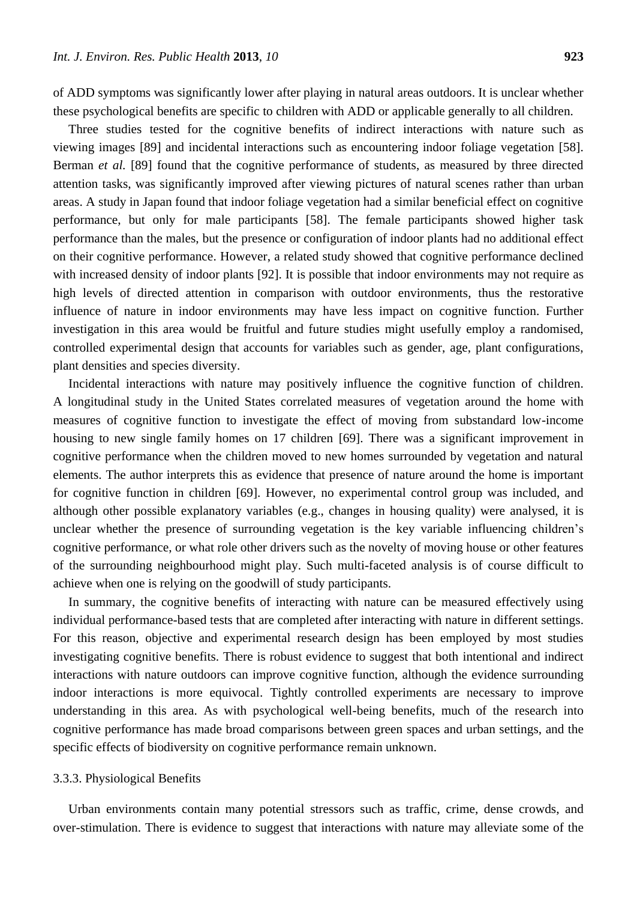of ADD symptoms was significantly lower after playing in natural areas outdoors. It is unclear whether these psychological benefits are specific to children with ADD or applicable generally to all children.

Three studies tested for the cognitive benefits of indirect interactions with nature such as viewing images [89] and incidental interactions such as encountering indoor foliage vegetation [58]. Berman *et al.* [89] found that the cognitive performance of students, as measured by three directed attention tasks, was significantly improved after viewing pictures of natural scenes rather than urban areas. A study in Japan found that indoor foliage vegetation had a similar beneficial effect on cognitive performance, but only for male participants [58]. The female participants showed higher task performance than the males, but the presence or configuration of indoor plants had no additional effect on their cognitive performance. However, a related study showed that cognitive performance declined with increased density of indoor plants [92]. It is possible that indoor environments may not require as high levels of directed attention in comparison with outdoor environments, thus the restorative influence of nature in indoor environments may have less impact on cognitive function. Further investigation in this area would be fruitful and future studies might usefully employ a randomised, controlled experimental design that accounts for variables such as gender, age, plant configurations, plant densities and species diversity.

Incidental interactions with nature may positively influence the cognitive function of children. A longitudinal study in the United States correlated measures of vegetation around the home with measures of cognitive function to investigate the effect of moving from substandard low-income housing to new single family homes on 17 children [69]. There was a significant improvement in cognitive performance when the children moved to new homes surrounded by vegetation and natural elements. The author interprets this as evidence that presence of nature around the home is important for cognitive function in children [69]. However, no experimental control group was included, and although other possible explanatory variables (e.g., changes in housing quality) were analysed, it is unclear whether the presence of surrounding vegetation is the key variable influencing children's cognitive performance, or what role other drivers such as the novelty of moving house or other features of the surrounding neighbourhood might play. Such multi-faceted analysis is of course difficult to achieve when one is relying on the goodwill of study participants.

In summary, the cognitive benefits of interacting with nature can be measured effectively using individual performance-based tests that are completed after interacting with nature in different settings. For this reason, objective and experimental research design has been employed by most studies investigating cognitive benefits. There is robust evidence to suggest that both intentional and indirect interactions with nature outdoors can improve cognitive function, although the evidence surrounding indoor interactions is more equivocal. Tightly controlled experiments are necessary to improve understanding in this area. As with psychological well-being benefits, much of the research into cognitive performance has made broad comparisons between green spaces and urban settings, and the specific effects of biodiversity on cognitive performance remain unknown.

#### 3.3.3. Physiological Benefits

Urban environments contain many potential stressors such as traffic, crime, dense crowds, and over-stimulation. There is evidence to suggest that interactions with nature may alleviate some of the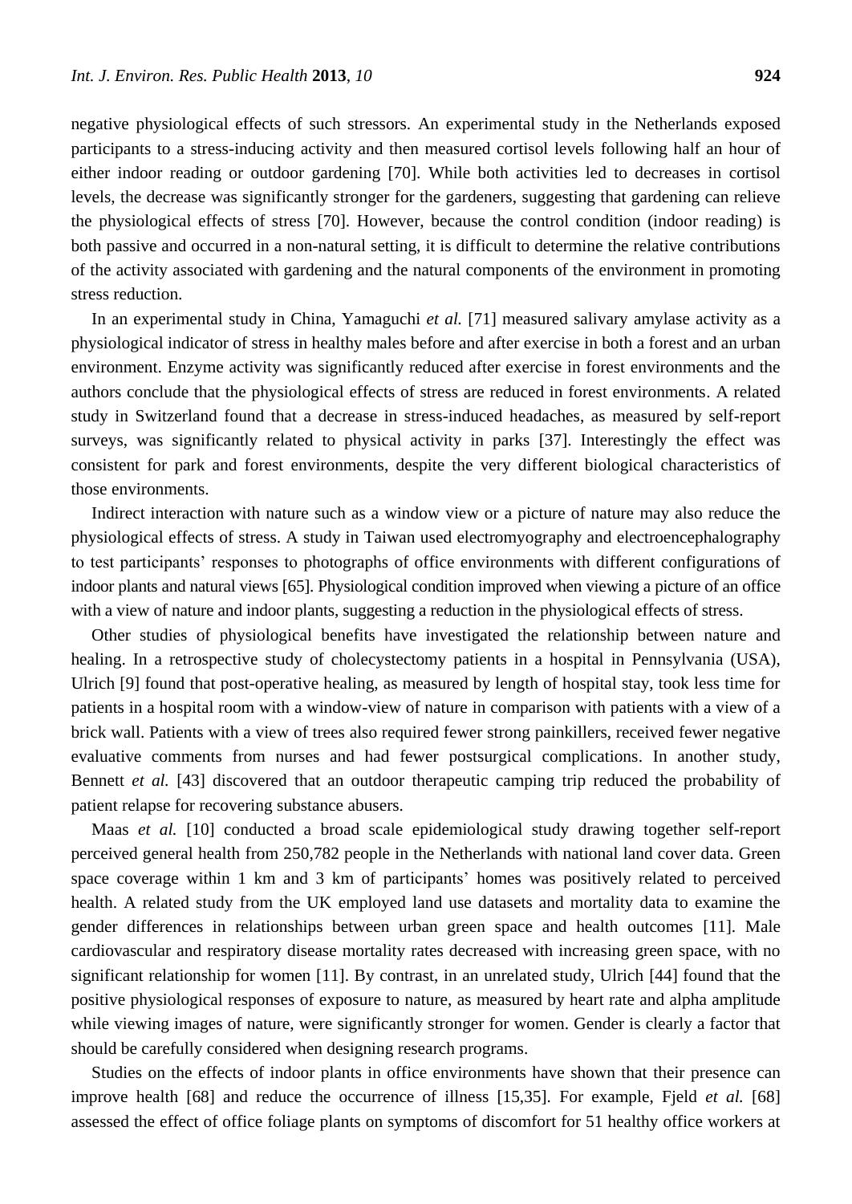negative physiological effects of such stressors. An experimental study in the Netherlands exposed participants to a stress-inducing activity and then measured cortisol levels following half an hour of either indoor reading or outdoor gardening [70]. While both activities led to decreases in cortisol levels, the decrease was significantly stronger for the gardeners, suggesting that gardening can relieve the physiological effects of stress [70]. However, because the control condition (indoor reading) is both passive and occurred in a non-natural setting, it is difficult to determine the relative contributions of the activity associated with gardening and the natural components of the environment in promoting stress reduction.

In an experimental study in China, Yamaguchi *et al.* [71] measured salivary amylase activity as a physiological indicator of stress in healthy males before and after exercise in both a forest and an urban environment. Enzyme activity was significantly reduced after exercise in forest environments and the authors conclude that the physiological effects of stress are reduced in forest environments. A related study in Switzerland found that a decrease in stress-induced headaches, as measured by self-report surveys, was significantly related to physical activity in parks [37]. Interestingly the effect was consistent for park and forest environments, despite the very different biological characteristics of those environments.

Indirect interaction with nature such as a window view or a picture of nature may also reduce the physiological effects of stress. A study in Taiwan used electromyography and electroencephalography to test participants' responses to photographs of office environments with different configurations of indoor plants and natural views [65]. Physiological condition improved when viewing a picture of an office with a view of nature and indoor plants, suggesting a reduction in the physiological effects of stress.

Other studies of physiological benefits have investigated the relationship between nature and healing. In a retrospective study of cholecystectomy patients in a hospital in Pennsylvania (USA), Ulrich [9] found that post-operative healing, as measured by length of hospital stay, took less time for patients in a hospital room with a window-view of nature in comparison with patients with a view of a brick wall. Patients with a view of trees also required fewer strong painkillers, received fewer negative evaluative comments from nurses and had fewer postsurgical complications. In another study, Bennett *et al.* [43] discovered that an outdoor therapeutic camping trip reduced the probability of patient relapse for recovering substance abusers.

Maas *et al.* [10] conducted a broad scale epidemiological study drawing together self-report perceived general health from 250,782 people in the Netherlands with national land cover data. Green space coverage within 1 km and 3 km of participants' homes was positively related to perceived health. A related study from the UK employed land use datasets and mortality data to examine the gender differences in relationships between urban green space and health outcomes [11]. Male cardiovascular and respiratory disease mortality rates decreased with increasing green space, with no significant relationship for women [11]. By contrast, in an unrelated study, Ulrich [44] found that the positive physiological responses of exposure to nature, as measured by heart rate and alpha amplitude while viewing images of nature, were significantly stronger for women. Gender is clearly a factor that should be carefully considered when designing research programs.

Studies on the effects of indoor plants in office environments have shown that their presence can improve health [68] and reduce the occurrence of illness [15,35]. For example, Fjeld *et al.* [68] assessed the effect of office foliage plants on symptoms of discomfort for 51 healthy office workers at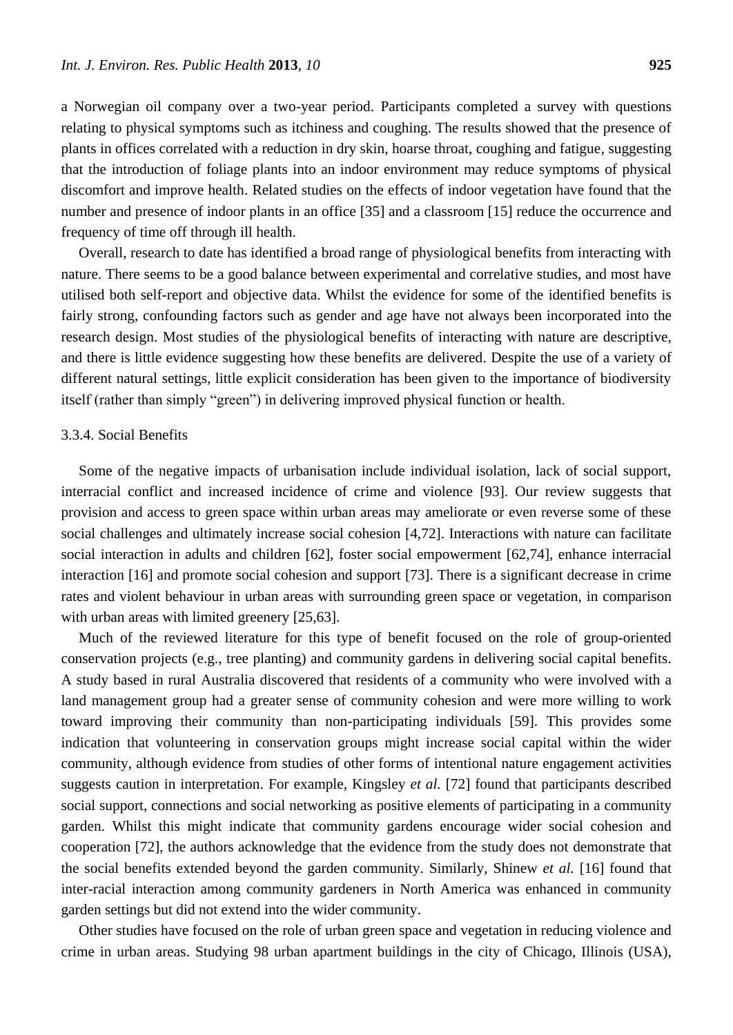a Norwegian oil company over a two-year period. Participants completed a survey with questions relating to physical symptoms such as itchiness and coughing. The results showed that the presence of plants in offices correlated with a reduction in dry skin, hoarse throat, coughing and fatigue, suggesting that the introduction of foliage plants into an indoor environment may reduce symptoms of physical discomfort and improve health. Related studies on the effects of indoor vegetation have found that the number and presence of indoor plants in an office [35] and a classroom [15] reduce the occurrence and frequency of time off through ill health.

Overall, research to date has identified a broad range of physiological benefits from interacting with nature. There seems to be a good balance between experimental and correlative studies, and most have utilised both self-report and objective data. Whilst the evidence for some of the identified benefits is fairly strong, confounding factors such as gender and age have not always been incorporated into the research design. Most studies of the physiological benefits of interacting with nature are descriptive, and there is little evidence suggesting how these benefits are delivered. Despite the use of a variety of different natural settings, little explicit consideration has been given to the importance of biodiversity itself (rather than simply "green") in delivering improved physical function or health.

#### 3.3.4. Social Benefits

Some of the negative impacts of urbanisation include individual isolation, lack of social support, interracial conflict and increased incidence of crime and violence [93]. Our review suggests that provision and access to green space within urban areas may ameliorate or even reverse some of these social challenges and ultimately increase social cohesion [4,72]. Interactions with nature can facilitate social interaction in adults and children [62], foster social empowerment [62,74], enhance interracial interaction [16] and promote social cohesion and support [73]. There is a significant decrease in crime rates and violent behaviour in urban areas with surrounding green space or vegetation, in comparison with urban areas with limited greenery [25,63].

Much of the reviewed literature for this type of benefit focused on the role of group-oriented conservation projects (e.g., tree planting) and community gardens in delivering social capital benefits. A study based in rural Australia discovered that residents of a community who were involved with a land management group had a greater sense of community cohesion and were more willing to work toward improving their community than non-participating individuals [59]. This provides some indication that volunteering in conservation groups might increase social capital within the wider community, although evidence from studies of other forms of intentional nature engagement activities suggests caution in interpretation. For example, Kingsley *et al.* [72] found that participants described social support, connections and social networking as positive elements of participating in a community garden. Whilst this might indicate that community gardens encourage wider social cohesion and cooperation [72], the authors acknowledge that the evidence from the study does not demonstrate that the social benefits extended beyond the garden community. Similarly, Shinew *et al.* [16] found that inter-racial interaction among community gardeners in North America was enhanced in community garden settings but did not extend into the wider community.

Other studies have focused on the role of urban green space and vegetation in reducing violence and crime in urban areas. Studying 98 urban apartment buildings in the city of Chicago, Illinois (USA),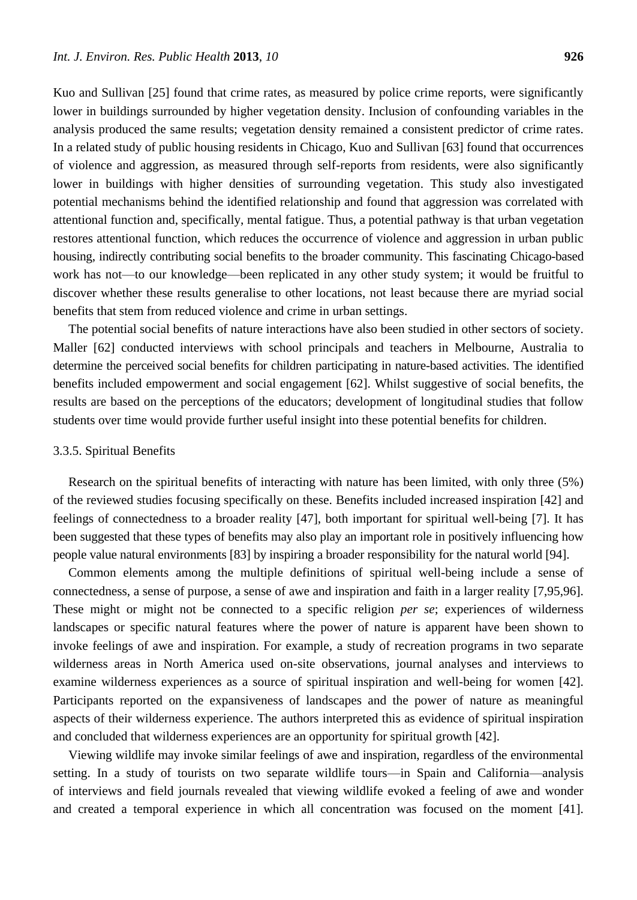Kuo and Sullivan [25] found that crime rates, as measured by police crime reports, were significantly lower in buildings surrounded by higher vegetation density. Inclusion of confounding variables in the analysis produced the same results; vegetation density remained a consistent predictor of crime rates. In a related study of public housing residents in Chicago, Kuo and Sullivan [63] found that occurrences of violence and aggression, as measured through self-reports from residents, were also significantly lower in buildings with higher densities of surrounding vegetation. This study also investigated potential mechanisms behind the identified relationship and found that aggression was correlated with attentional function and, specifically, mental fatigue. Thus, a potential pathway is that urban vegetation restores attentional function, which reduces the occurrence of violence and aggression in urban public housing, indirectly contributing social benefits to the broader community. This fascinating Chicago-based work has not—to our knowledge—been replicated in any other study system; it would be fruitful to discover whether these results generalise to other locations, not least because there are myriad social benefits that stem from reduced violence and crime in urban settings.

The potential social benefits of nature interactions have also been studied in other sectors of society. Maller [62] conducted interviews with school principals and teachers in Melbourne, Australia to determine the perceived social benefits for children participating in nature-based activities. The identified benefits included empowerment and social engagement [62]. Whilst suggestive of social benefits, the results are based on the perceptions of the educators; development of longitudinal studies that follow students over time would provide further useful insight into these potential benefits for children.

#### 3.3.5. Spiritual Benefits

Research on the spiritual benefits of interacting with nature has been limited, with only three (5%) of the reviewed studies focusing specifically on these. Benefits included increased inspiration [42] and feelings of connectedness to a broader reality [47], both important for spiritual well-being [7]. It has been suggested that these types of benefits may also play an important role in positively influencing how people value natural environments [83] by inspiring a broader responsibility for the natural world [94].

Common elements among the multiple definitions of spiritual well-being include a sense of connectedness, a sense of purpose, a sense of awe and inspiration and faith in a larger reality [7,95,96]. These might or might not be connected to a specific religion *per se*; experiences of wilderness landscapes or specific natural features where the power of nature is apparent have been shown to invoke feelings of awe and inspiration. For example, a study of recreation programs in two separate wilderness areas in North America used on-site observations, journal analyses and interviews to examine wilderness experiences as a source of spiritual inspiration and well-being for women [42]. Participants reported on the expansiveness of landscapes and the power of nature as meaningful aspects of their wilderness experience. The authors interpreted this as evidence of spiritual inspiration and concluded that wilderness experiences are an opportunity for spiritual growth [42].

Viewing wildlife may invoke similar feelings of awe and inspiration, regardless of the environmental setting. In a study of tourists on two separate wildlife tours—in Spain and California—analysis of interviews and field journals revealed that viewing wildlife evoked a feeling of awe and wonder and created a temporal experience in which all concentration was focused on the moment [41].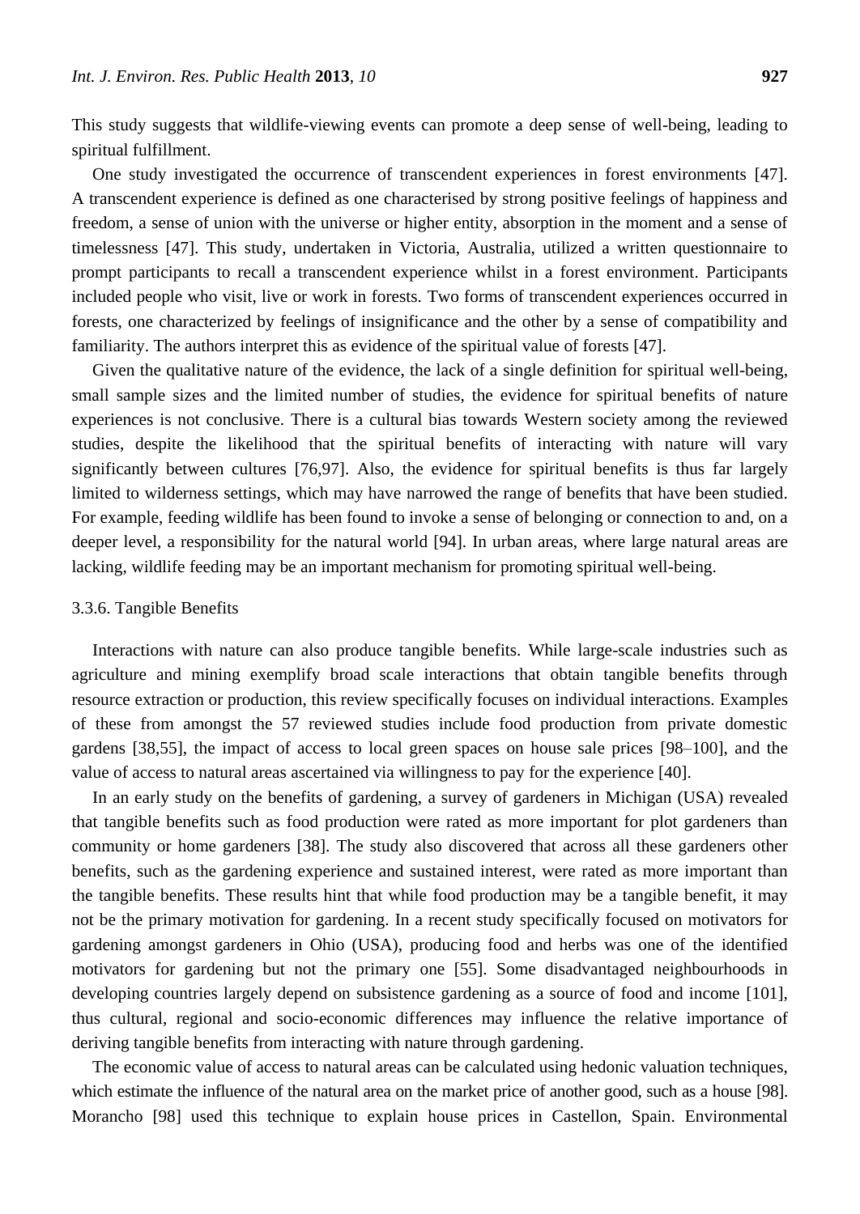This study suggests that wildlife-viewing events can promote a deep sense of well-being, leading to spiritual fulfillment.

One study investigated the occurrence of transcendent experiences in forest environments [47]. A transcendent experience is defined as one characterised by strong positive feelings of happiness and freedom, a sense of union with the universe or higher entity, absorption in the moment and a sense of timelessness [47]. This study, undertaken in Victoria, Australia, utilized a written questionnaire to prompt participants to recall a transcendent experience whilst in a forest environment. Participants included people who visit, live or work in forests. Two forms of transcendent experiences occurred in forests, one characterized by feelings of insignificance and the other by a sense of compatibility and familiarity. The authors interpret this as evidence of the spiritual value of forests [47].

Given the qualitative nature of the evidence, the lack of a single definition for spiritual well-being, small sample sizes and the limited number of studies, the evidence for spiritual benefits of nature experiences is not conclusive. There is a cultural bias towards Western society among the reviewed studies, despite the likelihood that the spiritual benefits of interacting with nature will vary significantly between cultures [76,97]. Also, the evidence for spiritual benefits is thus far largely limited to wilderness settings, which may have narrowed the range of benefits that have been studied. For example, feeding wildlife has been found to invoke a sense of belonging or connection to and, on a deeper level, a responsibility for the natural world [94]. In urban areas, where large natural areas are lacking, wildlife feeding may be an important mechanism for promoting spiritual well-being.

#### 3.3.6. Tangible Benefits

Interactions with nature can also produce tangible benefits. While large-scale industries such as agriculture and mining exemplify broad scale interactions that obtain tangible benefits through resource extraction or production, this review specifically focuses on individual interactions. Examples of these from amongst the 57 reviewed studies include food production from private domestic gardens [38,55], the impact of access to local green spaces on house sale prices [98–100], and the value of access to natural areas ascertained via willingness to pay for the experience [40].

In an early study on the benefits of gardening, a survey of gardeners in Michigan (USA) revealed that tangible benefits such as food production were rated as more important for plot gardeners than community or home gardeners [38]. The study also discovered that across all these gardeners other benefits, such as the gardening experience and sustained interest, were rated as more important than the tangible benefits. These results hint that while food production may be a tangible benefit, it may not be the primary motivation for gardening. In a recent study specifically focused on motivators for gardening amongst gardeners in Ohio (USA), producing food and herbs was one of the identified motivators for gardening but not the primary one [55]. Some disadvantaged neighbourhoods in developing countries largely depend on subsistence gardening as a source of food and income [101], thus cultural, regional and socio-economic differences may influence the relative importance of deriving tangible benefits from interacting with nature through gardening.

The economic value of access to natural areas can be calculated using hedonic valuation techniques, which estimate the influence of the natural area on the market price of another good, such as a house [98]. Morancho [98] used this technique to explain house prices in Castellon, Spain. Environmental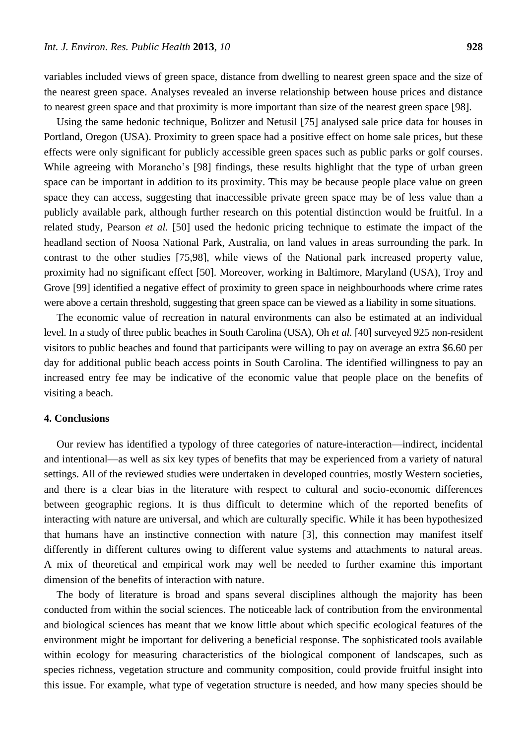variables included views of green space, distance from dwelling to nearest green space and the size of the nearest green space. Analyses revealed an inverse relationship between house prices and distance to nearest green space and that proximity is more important than size of the nearest green space [98].

Using the same hedonic technique, Bolitzer and Netusil [75] analysed sale price data for houses in Portland, Oregon (USA). Proximity to green space had a positive effect on home sale prices, but these effects were only significant for publicly accessible green spaces such as public parks or golf courses. While agreeing with Morancho's [98] findings, these results highlight that the type of urban green space can be important in addition to its proximity. This may be because people place value on green space they can access, suggesting that inaccessible private green space may be of less value than a publicly available park, although further research on this potential distinction would be fruitful. In a related study, Pearson *et al.* [50] used the hedonic pricing technique to estimate the impact of the headland section of Noosa National Park, Australia, on land values in areas surrounding the park. In contrast to the other studies [75,98], while views of the National park increased property value, proximity had no significant effect [50]. Moreover, working in Baltimore, Maryland (USA), Troy and Grove [99] identified a negative effect of proximity to green space in neighbourhoods where crime rates were above a certain threshold, suggesting that green space can be viewed as a liability in some situations.

The economic value of recreation in natural environments can also be estimated at an individual level. In a study of three public beaches in South Carolina (USA), Oh *et al.* [40] surveyed 925 non-resident visitors to public beaches and found that participants were willing to pay on average an extra $6.60 per day for additional public beach access points in South Carolina. The identified willingness to pay an increased entry fee may be indicative of the economic value that people place on the benefits of visiting a beach.

## 4. Conclusions

Our review has identified a typology of three categories of nature-interaction—indirect, incidental and intentional—as well as six key types of benefits that may be experienced from a variety of natural settings. All of the reviewed studies were undertaken in developed countries, mostly Western societies, and there is a clear bias in the literature with respect to cultural and socio-economic differences between geographic regions. It is thus difficult to determine which of the reported benefits of interacting with nature are universal, and which are culturally specific. While it has been hypothesized that humans have an instinctive connection with nature [3], this connection may manifest itself differently in different cultures owing to different value systems and attachments to natural areas. A mix of theoretical and empirical work may well be needed to further examine this important dimension of the benefits of interaction with nature.

The body of literature is broad and spans several disciplines although the majority has been conducted from within the social sciences. The noticeable lack of contribution from the environmental and biological sciences has meant that we know little about which specific ecological features of the environment might be important for delivering a beneficial response. The sophisticated tools available within ecology for measuring characteristics of the biological component of landscapes, such as species richness, vegetation structure and community composition, could provide fruitful insight into this issue. For example, what type of vegetation structure is needed, and how many species should be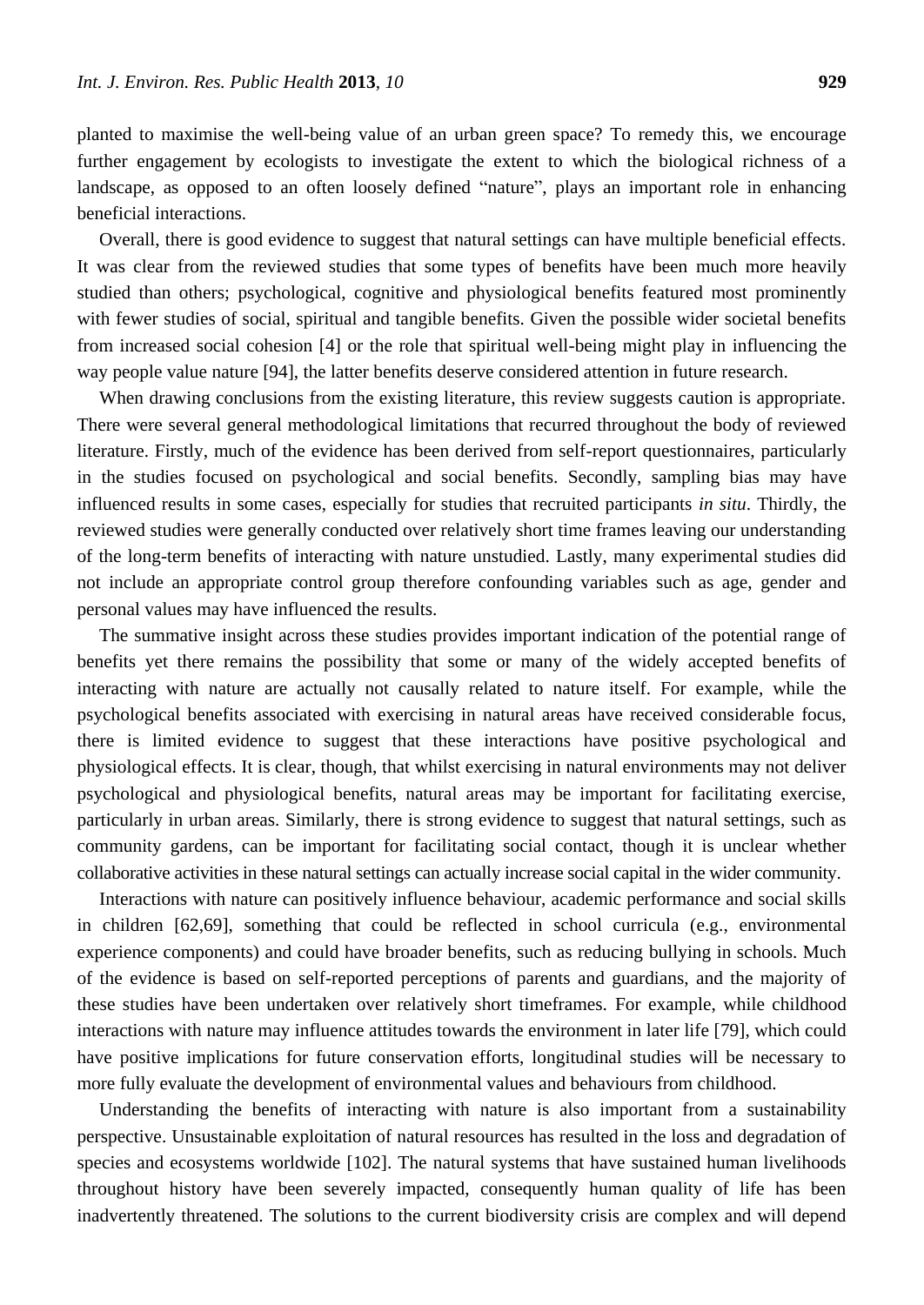planted to maximise the well-being value of an urban green space? To remedy this, we encourage further engagement by ecologists to investigate the extent to which the biological richness of a landscape, as opposed to an often loosely defined "nature", plays an important role in enhancing beneficial interactions.

Overall, there is good evidence to suggest that natural settings can have multiple beneficial effects. It was clear from the reviewed studies that some types of benefits have been much more heavily studied than others; psychological, cognitive and physiological benefits featured most prominently with fewer studies of social, spiritual and tangible benefits. Given the possible wider societal benefits from increased social cohesion [4] or the role that spiritual well-being might play in influencing the way people value nature [94], the latter benefits deserve considered attention in future research.

When drawing conclusions from the existing literature, this review suggests caution is appropriate. There were several general methodological limitations that recurred throughout the body of reviewed literature. Firstly, much of the evidence has been derived from self-report questionnaires, particularly in the studies focused on psychological and social benefits. Secondly, sampling bias may have influenced results in some cases, especially for studies that recruited participants *in situ*. Thirdly, the reviewed studies were generally conducted over relatively short time frames leaving our understanding of the long-term benefits of interacting with nature unstudied. Lastly, many experimental studies did not include an appropriate control group therefore confounding variables such as age, gender and personal values may have influenced the results.

The summative insight across these studies provides important indication of the potential range of benefits yet there remains the possibility that some or many of the widely accepted benefits of interacting with nature are actually not causally related to nature itself. For example, while the psychological benefits associated with exercising in natural areas have received considerable focus, there is limited evidence to suggest that these interactions have positive psychological and physiological effects. It is clear, though, that whilst exercising in natural environments may not deliver psychological and physiological benefits, natural areas may be important for facilitating exercise, particularly in urban areas. Similarly, there is strong evidence to suggest that natural settings, such as community gardens, can be important for facilitating social contact, though it is unclear whether collaborative activities in these natural settings can actually increase social capital in the wider community.

Interactions with nature can positively influence behaviour, academic performance and social skills in children [62,69], something that could be reflected in school curricula (e.g., environmental experience components) and could have broader benefits, such as reducing bullying in schools. Much of the evidence is based on self-reported perceptions of parents and guardians, and the majority of these studies have been undertaken over relatively short timeframes. For example, while childhood interactions with nature may influence attitudes towards the environment in later life [79], which could have positive implications for future conservation efforts, longitudinal studies will be necessary to more fully evaluate the development of environmental values and behaviours from childhood.

Understanding the benefits of interacting with nature is also important from a sustainability perspective. Unsustainable exploitation of natural resources has resulted in the loss and degradation of species and ecosystems worldwide [102]. The natural systems that have sustained human livelihoods throughout history have been severely impacted, consequently human quality of life has been inadvertently threatened. The solutions to the current biodiversity crisis are complex and will depend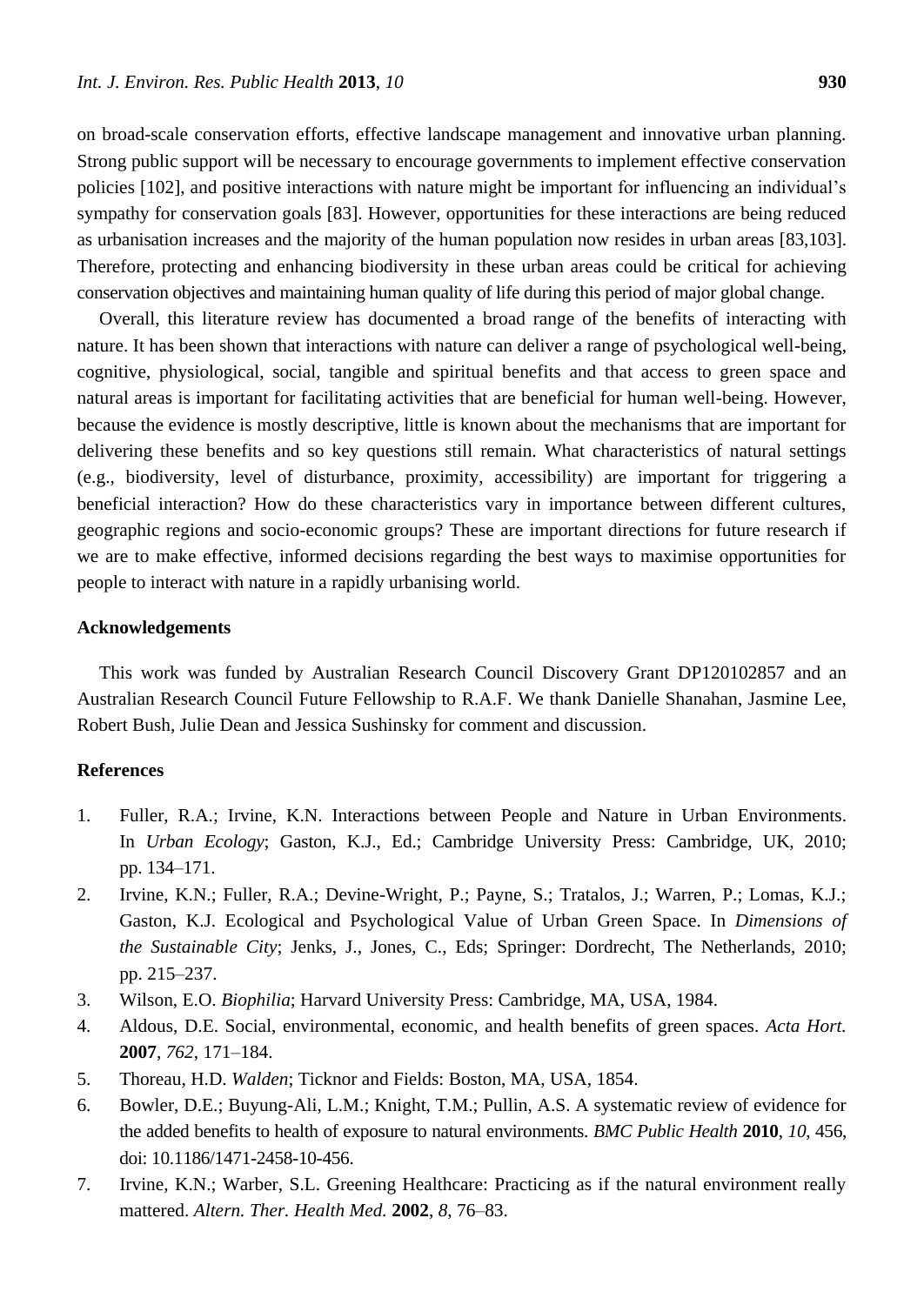on broad-scale conservation efforts, effective landscape management and innovative urban planning. Strong public support will be necessary to encourage governments to implement effective conservation policies [102], and positive interactions with nature might be important for influencing an individual's sympathy for conservation goals [83]. However, opportunities for these interactions are being reduced as urbanisation increases and the majority of the human population now resides in urban areas [83,103]. Therefore, protecting and enhancing biodiversity in these urban areas could be critical for achieving conservation objectives and maintaining human quality of life during this period of major global change.

Overall, this literature review has documented a broad range of the benefits of interacting with nature. It has been shown that interactions with nature can deliver a range of psychological well-being, cognitive, physiological, social, tangible and spiritual benefits and that access to green space and natural areas is important for facilitating activities that are beneficial for human well-being. However, because the evidence is mostly descriptive, little is known about the mechanisms that are important for delivering these benefits and so key questions still remain. What characteristics of natural settings (e.g., biodiversity, level of disturbance, proximity, accessibility) are important for triggering a beneficial interaction? How do these characteristics vary in importance between different cultures, geographic regions and socio-economic groups? These are important directions for future research if we are to make effective, informed decisions regarding the best ways to maximise opportunities for people to interact with nature in a rapidly urbanising world.

## Acknowledgements

This work was funded by Australian Research Council Discovery Grant DP120102857 and an Australian Research Council Future Fellowship to R.A.F. We thank Danielle Shanahan, Jasmine Lee, Robert Bush, Julie Dean and Jessica Sushinsky for comment and discussion.

## References

1. Fuller, R.A.; Irvine, K.N. Interactions between People and Nature in Urban Environments. In *Urban Ecology*; Gaston, K.J., Ed.; Cambridge University Press: Cambridge, UK, 2010; pp. 134–171.
2. Irvine, K.N.; Fuller, R.A.; Devine-Wright, P.; Payne, S.; Tratalos, J.; Warren, P.; Lomas, K.J.; Gaston, K.J. Ecological and Psychological Value of Urban Green Space. In *Dimensions of the Sustainable City*; Jenks, J., Jones, C., Eds; Springer: Dordrecht, The Netherlands, 2010; pp. 215–237.
3. Wilson, E.O. *Biophilia*; Harvard University Press: Cambridge, MA, USA, 1984.
4. Aldous, D.E. Social, environmental, economic, and health benefits of green spaces. *Acta Hort.* **2007**, *762*, 171–184.
5. Thoreau, H.D. *Walden*; Ticknor and Fields: Boston, MA, USA, 1854.
6. Bowler, D.E.; Buyung-Ali, L.M.; Knight, T.M.; Pullin, A.S. A systematic review of evidence for the added benefits to health of exposure to natural environments. *BMC Public Health* **2010**, *10*, 456, doi: 10.1186/1471-2458-10-456.
7. Irvine, K.N.; Warber, S.L. Greening Healthcare: Practicing as if the natural environment really mattered. *Altern. Ther. Health Med.* **2002**, *8*, 76–83.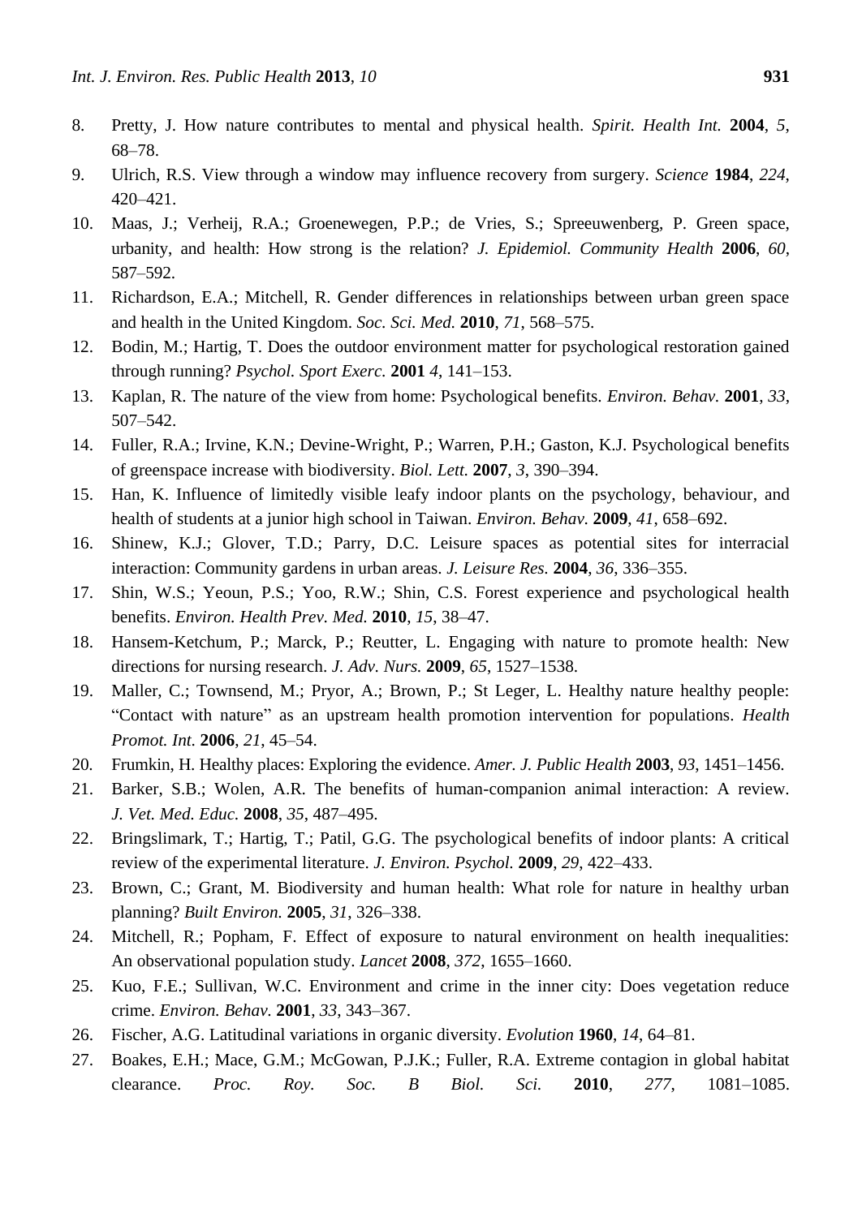8. Pretty, J. How nature contributes to mental and physical health. *Spirit. Health Int.* **2004**, *5*, 68–78.
9. Ulrich, R.S. View through a window may influence recovery from surgery. *Science* **1984**, *224*, 420–421.
10. Maas, J.; Verheij, R.A.; Groenewegen, P.P.; de Vries, S.; Spreeuwenberg, P. Green space, urbanity, and health: How strong is the relation? *J. Epidemiol. Community Health* **2006**, *60*, 587–592.
11. Richardson, E.A.; Mitchell, R. Gender differences in relationships between urban green space and health in the United Kingdom. *Soc. Sci. Med.* **2010**, *71*, 568–575.
12. Bodin, M.; Hartig, T. Does the outdoor environment matter for psychological restoration gained through running? *Psychol. Sport Exerc.* **2001** *4*, 141–153.
13. Kaplan, R. The nature of the view from home: Psychological benefits. *Environ. Behav.* **2001**, *33*, 507–542.
14. Fuller, R.A.; Irvine, K.N.; Devine-Wright, P.; Warren, P.H.; Gaston, K.J. Psychological benefits of greenspace increase with biodiversity. *Biol. Lett.* **2007**, *3*, 390–394.
15. Han, K. Influence of limitedly visible leafy indoor plants on the psychology, behaviour, and health of students at a junior high school in Taiwan. *Environ. Behav.* **2009**, *41*, 658–692.
16. Shinew, K.J.; Glover, T.D.; Parry, D.C. Leisure spaces as potential sites for interracial interaction: Community gardens in urban areas. *J. Leisure Res.* **2004**, *36*, 336–355.
17. Shin, W.S.; Yeoun, P.S.; Yoo, R.W.; Shin, C.S. Forest experience and psychological health benefits. *Environ. Health Prev. Med.* **2010**, *15*, 38–47.
18. Hansem-Ketchum, P.; Marck, P.; Reutter, L. Engaging with nature to promote health: New directions for nursing research. *J. Adv. Nurs.* **2009**, *65*, 1527–1538.
19. Maller, C.; Townsend, M.; Pryor, A.; Brown, P.; St Leger, L. Healthy nature healthy people: "Contact with nature" as an upstream health promotion intervention for populations. *Health Promot. Int*. **2006**, *21*, 45–54.
20. Frumkin, H. Healthy places: Exploring the evidence. *Amer. J. Public Health* **2003**, *93*, 1451–1456.
21. Barker, S.B.; Wolen, A.R. The benefits of human-companion animal interaction: A review. *J. Vet. Med. Educ.* **2008**, *35*, 487–495.
22. Bringslimark, T.; Hartig, T.; Patil, G.G. The psychological benefits of indoor plants: A critical review of the experimental literature. *J. Environ. Psychol.* **2009**, *29*, 422–433.
23. Brown, C.; Grant, M. Biodiversity and human health: What role for nature in healthy urban planning? *Built Environ.* **2005**, *31*, 326–338.
24. Mitchell, R.; Popham, F. Effect of exposure to natural environment on health inequalities: An observational population study. *Lancet* **2008**, *372*, 1655–1660.
25. Kuo, F.E.; Sullivan, W.C. Environment and crime in the inner city: Does vegetation reduce crime. *Environ. Behav.* **2001**, *33*, 343–367.
26. Fischer, A.G. Latitudinal variations in organic diversity. *Evolution* **1960**, *14*, 64–81.
27. Boakes, E.H.; Mace, G.M.; McGowan, P.J.K.; Fuller, R.A. Extreme contagion in global habitat clearance. *Proc. Roy. Soc. B Biol. Sci.* **2010**, *277*, 1081–1085.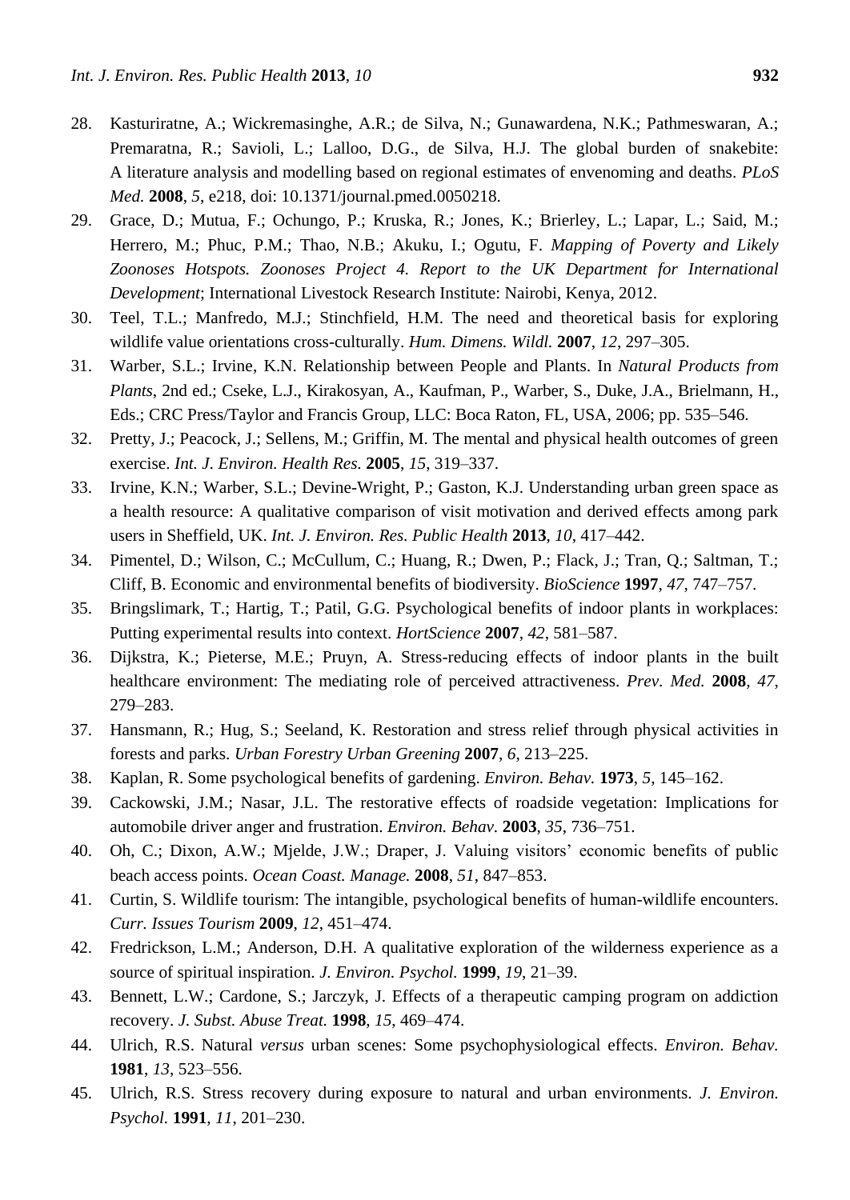28. Kasturiratne, A.; Wickremasinghe, A.R.; de Silva, N.; Gunawardena, N.K.; Pathmeswaran, A.; Premaratna, R.; Savioli, L.; Lalloo, D.G., de Silva, H.J. The global burden of snakebite: A literature analysis and modelling based on regional estimates of envenoming and deaths. *PLoS Med.* **2008**, *5*, e218, doi: 10.1371/journal.pmed.0050218.
29. Grace, D.; Mutua, F.; Ochungo, P.; Kruska, R.; Jones, K.; Brierley, L.; Lapar, L.; Said, M.; Herrero, M.; Phuc, P.M.; Thao, N.B.; Akuku, I.; Ogutu, F. *Mapping of Poverty and Likely Zoonoses Hotspots. Zoonoses Project 4. Report to the UK Department for International Development*; International Livestock Research Institute: Nairobi, Kenya, 2012.
30. Teel, T.L.; Manfredo, M.J.; Stinchfield, H.M. The need and theoretical basis for exploring wildlife value orientations cross-culturally. *Hum. Dimens. Wildl.* **2007**, *12*, 297–305.
31. Warber, S.L.; Irvine, K.N. Relationship between People and Plants. In *Natural Products from Plants*, 2nd ed.; Cseke, L.J., Kirakosyan, A., Kaufman, P., Warber, S., Duke, J.A., Brielmann, H., Eds.; CRC Press/Taylor and Francis Group, LLC: Boca Raton, FL, USA, 2006; pp. 535–546.
32. Pretty, J.; Peacock, J.; Sellens, M.; Griffin, M. The mental and physical health outcomes of green exercise. *Int. J. Environ. Health Res.* **2005**, *15*, 319–337.
33. Irvine, K.N.; Warber, S.L.; Devine-Wright, P.; Gaston, K.J. Understanding urban green space as a health resource: A qualitative comparison of visit motivation and derived effects among park users in Sheffield, UK. *Int. J. Environ. Res. Public Health* **2013**, *10*, 417–442.
34. Pimentel, D.; Wilson, C.; McCullum, C.; Huang, R.; Dwen, P.; Flack, J.; Tran, Q.; Saltman, T.; Cliff, B. Economic and environmental benefits of biodiversity. *BioScience* **1997**, *47*, 747–757.
35. Bringslimark, T.; Hartig, T.; Patil, G.G. Psychological benefits of indoor plants in workplaces: Putting experimental results into context. *HortScience* **2007**, *42*, 581–587.
36. Dijkstra, K.; Pieterse, M.E.; Pruyn, A. Stress-reducing effects of indoor plants in the built healthcare environment: The mediating role of perceived attractiveness. *Prev. Med.* **2008**, *47*, 279–283.
37. Hansmann, R.; Hug, S.; Seeland, K. Restoration and stress relief through physical activities in forests and parks. *Urban Forestry Urban Greening* **2007**, *6*, 213–225.
38. Kaplan, R. Some psychological benefits of gardening. *Environ. Behav.* **1973**, *5*, 145–162.
39. Cackowski, J.M.; Nasar, J.L. The restorative effects of roadside vegetation: Implications for automobile driver anger and frustration. *Environ. Behav.* **2003**, *35*, 736–751.
40. Oh, C.; Dixon, A.W.; Mjelde, J.W.; Draper, J. Valuing visitors' economic benefits of public beach access points. *Ocean Coast. Manage.* **2008**, *51*, 847–853.
41. Curtin, S. Wildlife tourism: The intangible, psychological benefits of human-wildlife encounters. *Curr. Issues Tourism* **2009**, *12*, 451–474.
42. Fredrickson, L.M.; Anderson, D.H. A qualitative exploration of the wilderness experience as a source of spiritual inspiration. *J. Environ. Psychol.* **1999**, *19*, 21–39.
43. Bennett, L.W.; Cardone, S.; Jarczyk, J. Effects of a therapeutic camping program on addiction recovery. *J. Subst. Abuse Treat.* **1998**, *15*, 469–474.
44. Ulrich, R.S. Natural *versus* urban scenes: Some psychophysiological effects. *Environ. Behav.* **1981**, *13*, 523–556.
45. Ulrich, R.S. Stress recovery during exposure to natural and urban environments. *J. Environ. Psychol.* **1991**, *11*, 201–230.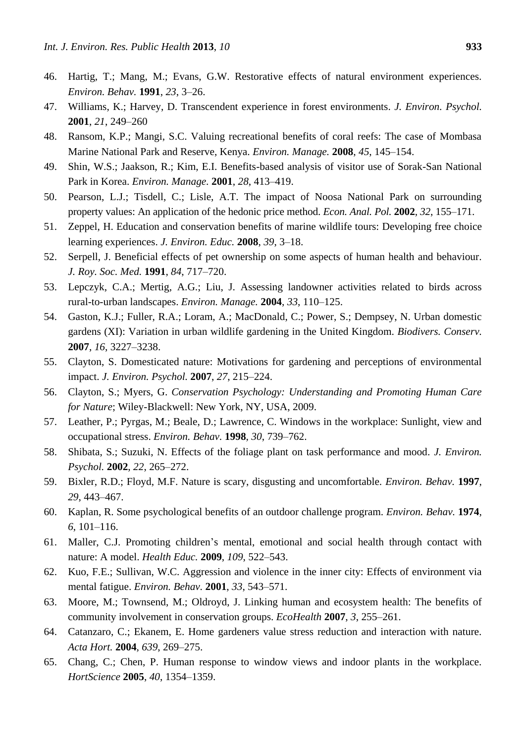46. Hartig, T.; Mang, M.; Evans, G.W. Restorative effects of natural environment experiences. *Environ. Behav.* **1991**, *23*, 3–26.
47. Williams, K.; Harvey, D. Transcendent experience in forest environments. *J. Environ. Psychol.* **2001**, *21*, 249–260
48. Ransom, K.P.; Mangi, S.C. Valuing recreational benefits of coral reefs: The case of Mombasa Marine National Park and Reserve, Kenya. *Environ. Manage.* **2008**, *45*, 145–154.
49. Shin, W.S.; Jaakson, R.; Kim, E.I. Benefits-based analysis of visitor use of Sorak-San National Park in Korea. *Environ. Manage.* **2001**, *28*, 413–419.
50. Pearson, L.J.; Tisdell, C.; Lisle, A.T. The impact of Noosa National Park on surrounding property values: An application of the hedonic price method. *Econ. Anal. Pol.* **2002**, *32*, 155–171.
51. Zeppel, H. Education and conservation benefits of marine wildlife tours: Developing free choice learning experiences. *J. Environ. Educ.* **2008**, *39*, 3–18.
52. Serpell, J. Beneficial effects of pet ownership on some aspects of human health and behaviour. *J. Roy. Soc. Med.* **1991**, *84*, 717–720.
53. Lepczyk, C.A.; Mertig, A.G.; Liu, J. Assessing landowner activities related to birds across rural-to-urban landscapes. *Environ. Manage.* **2004**, *33*, 110–125.
54. Gaston, K.J.; Fuller, R.A.; Loram, A.; MacDonald, C.; Power, S.; Dempsey, N. Urban domestic gardens (XI): Variation in urban wildlife gardening in the United Kingdom. *Biodivers. Conserv.* **2007**, *16*, 3227–3238.
55. Clayton, S. Domesticated nature: Motivations for gardening and perceptions of environmental impact. *J. Environ. Psychol.* **2007**, *27*, 215–224.
56. Clayton, S.; Myers, G. *Conservation Psychology: Understanding and Promoting Human Care for Nature*; Wiley-Blackwell: New York, NY, USA, 2009.
57. Leather, P.; Pyrgas, M.; Beale, D.; Lawrence, C. Windows in the workplace: Sunlight, view and occupational stress. *Environ. Behav.* **1998**, *30*, 739–762.
58. Shibata, S.; Suzuki, N. Effects of the foliage plant on task performance and mood. *J. Environ. Psychol.* **2002**, *22*, 265–272.
59. Bixler, R.D.; Floyd, M.F. Nature is scary, disgusting and uncomfortable. *Environ. Behav.* **1997**, *29*, 443–467.
60. Kaplan, R. Some psychological benefits of an outdoor challenge program. *Environ. Behav.* **1974**, *6*, 101–116.
61. Maller, C.J. Promoting children's mental, emotional and social health through contact with nature: A model. *Health Educ.* **2009**, *109*, 522–543.
62. Kuo, F.E.; Sullivan, W.C. Aggression and violence in the inner city: Effects of environment via mental fatigue. *Environ. Behav.* **2001**, *33*, 543–571.
63. Moore, M.; Townsend, M.; Oldroyd, J. Linking human and ecosystem health: The benefits of community involvement in conservation groups. *EcoHealth* **2007**, *3*, 255–261.
64. Catanzaro, C.; Ekanem, E. Home gardeners value stress reduction and interaction with nature. *Acta Hort.* **2004**, *639*, 269–275.
65. Chang, C.; Chen, P. Human response to window views and indoor plants in the workplace. *HortScience* **2005**, *40*, 1354–1359.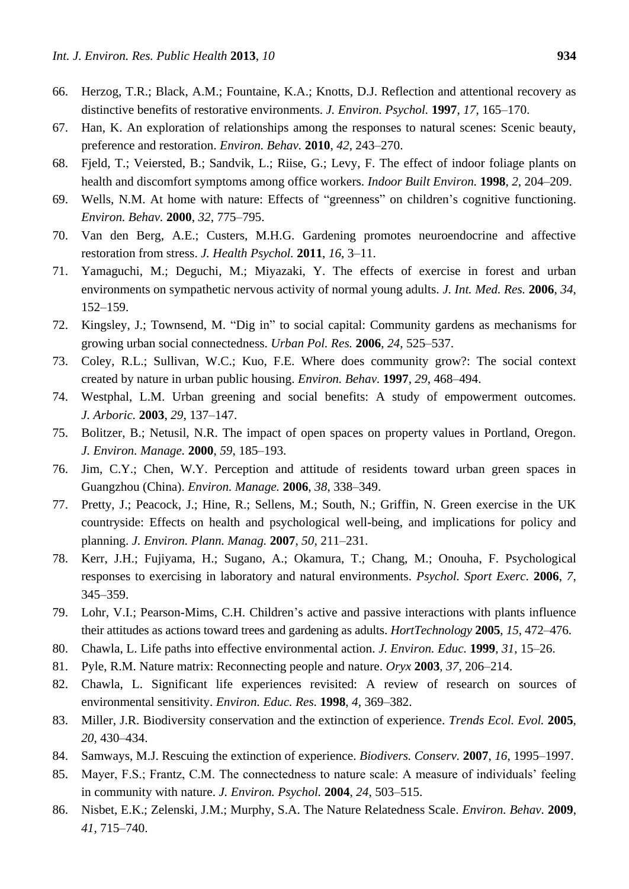66. Herzog, T.R.; Black, A.M.; Fountaine, K.A.; Knotts, D.J. Reflection and attentional recovery as distinctive benefits of restorative environments. *J. Environ. Psychol.* **1997**, *17*, 165–170.
67. Han, K. An exploration of relationships among the responses to natural scenes: Scenic beauty, preference and restoration. *Environ. Behav.* **2010**, *42*, 243–270.
68. Fjeld, T.; Veiersted, B.; Sandvik, L.; Riise, G.; Levy, F. The effect of indoor foliage plants on health and discomfort symptoms among office workers. *Indoor Built Environ.* **1998**, *2*, 204–209.
69. Wells, N.M. At home with nature: Effects of "greenness" on children's cognitive functioning. *Environ. Behav.* **2000**, *32*, 775–795.
70. Van den Berg, A.E.; Custers, M.H.G. Gardening promotes neuroendocrine and affective restoration from stress. *J. Health Psychol.* **2011**, *16*, 3–11.
71. Yamaguchi, M.; Deguchi, M.; Miyazaki, Y. The effects of exercise in forest and urban environments on sympathetic nervous activity of normal young adults. *J. Int. Med. Res.* **2006**, *34*, 152–159.
72. Kingsley, J.; Townsend, M. "Dig in" to social capital: Community gardens as mechanisms for growing urban social connectedness. *Urban Pol. Res.* **2006**, *24*, 525–537.
73. Coley, R.L.; Sullivan, W.C.; Kuo, F.E. Where does community grow?: The social context created by nature in urban public housing. *Environ. Behav.* **1997**, *29*, 468–494.
74. Westphal, L.M. Urban greening and social benefits: A study of empowerment outcomes. *J. Arboric.* **2003**, *29*, 137–147.
75. Bolitzer, B.; Netusil, N.R. The impact of open spaces on property values in Portland, Oregon. *J. Environ. Manage.* **2000**, *59*, 185–193.
76. Jim, C.Y.; Chen, W.Y. Perception and attitude of residents toward urban green spaces in Guangzhou (China). *Environ. Manage.* **2006**, *38*, 338–349.
77. Pretty, J.; Peacock, J.; Hine, R.; Sellens, M.; South, N.; Griffin, N. Green exercise in the UK countryside: Effects on health and psychological well-being, and implications for policy and planning. *J. Environ. Plann. Manag.* **2007**, *50*, 211–231.
78. Kerr, J.H.; Fujiyama, H.; Sugano, A.; Okamura, T.; Chang, M.; Onouha, F. Psychological responses to exercising in laboratory and natural environments. *Psychol. Sport Exerc.* **2006**, *7*, 345–359.
79. Lohr, V.I.; Pearson-Mims, C.H. Children's active and passive interactions with plants influence their attitudes as actions toward trees and gardening as adults. *HortTechnology* **2005**, *15*, 472–476.
80. Chawla, L. Life paths into effective environmental action. *J. Environ. Educ.* **1999**, *31*, 15–26.
81. Pyle, R.M. Nature matrix: Reconnecting people and nature. *Oryx* **2003**, *37*, 206–214.
82. Chawla, L. Significant life experiences revisited: A review of research on sources of environmental sensitivity. *Environ. Educ. Res.* **1998**, *4*, 369–382.
83. Miller, J.R. Biodiversity conservation and the extinction of experience. *Trends Ecol. Evol.* **2005**, *20*, 430–434.
84. Samways, M.J. Rescuing the extinction of experience. *Biodivers. Conserv.* **2007**, *16*, 1995–1997.
85. Mayer, F.S.; Frantz, C.M. The connectedness to nature scale: A measure of individuals' feeling in community with nature. *J. Environ. Psychol.* **2004**, *24*, 503–515.
86. Nisbet, E.K.; Zelenski, J.M.; Murphy, S.A. The Nature Relatedness Scale. *Environ. Behav.* **2009**, *41*, 715–740.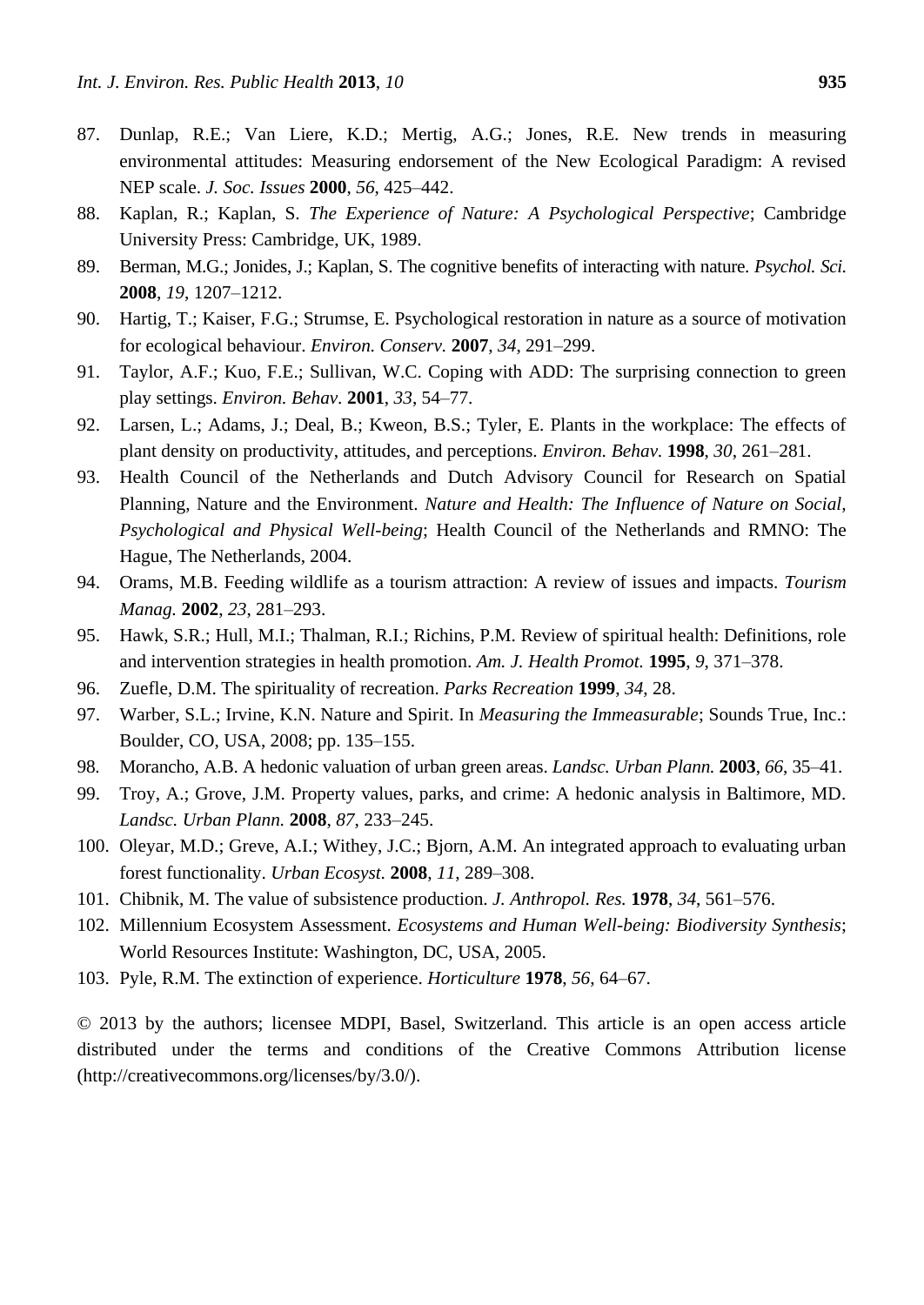87. Dunlap, R.E.; Van Liere, K.D.; Mertig, A.G.; Jones, R.E. New trends in measuring environmental attitudes: Measuring endorsement of the New Ecological Paradigm: A revised NEP scale. *J. Soc. Issues* **2000**, *56*, 425–442.
88. Kaplan, R.; Kaplan, S. *The Experience of Nature: A Psychological Perspective*; Cambridge University Press: Cambridge, UK, 1989.
89. Berman, M.G.; Jonides, J.; Kaplan, S. The cognitive benefits of interacting with nature. *Psychol. Sci.* **2008**, *19*, 1207–1212.
90. Hartig, T.; Kaiser, F.G.; Strumse, E. Psychological restoration in nature as a source of motivation for ecological behaviour. *Environ. Conserv.* **2007**, *34*, 291–299.
91. Taylor, A.F.; Kuo, F.E.; Sullivan, W.C. Coping with ADD: The surprising connection to green play settings. *Environ. Behav.* **2001**, *33*, 54–77.
92. Larsen, L.; Adams, J.; Deal, B.; Kweon, B.S.; Tyler, E. Plants in the workplace: The effects of plant density on productivity, attitudes, and perceptions. *Environ. Behav.* **1998**, *30*, 261–281.
93. Health Council of the Netherlands and Dutch Advisory Council for Research on Spatial Planning, Nature and the Environment. *Nature and Health: The Influence of Nature on Social, Psychological and Physical Well-being*; Health Council of the Netherlands and RMNO: The Hague, The Netherlands, 2004.
94. Orams, M.B. Feeding wildlife as a tourism attraction: A review of issues and impacts. *Tourism Manag.* **2002**, *23*, 281–293.
95. Hawk, S.R.; Hull, M.I.; Thalman, R.I.; Richins, P.M. Review of spiritual health: Definitions, role and intervention strategies in health promotion. *Am. J. Health Promot.* **1995**, *9*, 371–378.
96. Zuefle, D.M. The spirituality of recreation. *Parks Recreation* **1999**, *34*, 28.
97. Warber, S.L.; Irvine, K.N. Nature and Spirit. In *Measuring the Immeasurable*; Sounds True, Inc.: Boulder, CO, USA, 2008; pp. 135–155.
98. Morancho, A.B. A hedonic valuation of urban green areas. *Landsc. Urban Plann.* **2003**, *66*, 35–41.
99. Troy, A.; Grove, J.M. Property values, parks, and crime: A hedonic analysis in Baltimore, MD. *Landsc. Urban Plann.* **2008**, *87*, 233–245.
100. Oleyar, M.D.; Greve, A.I.; Withey, J.C.; Bjorn, A.M. An integrated approach to evaluating urban forest functionality. *Urban Ecosyst.* **2008**, *11*, 289–308.
101. Chibnik, M. The value of subsistence production. *J. Anthropol. Res.* **1978**, *34*, 561–576.
102. Millennium Ecosystem Assessment. *Ecosystems and Human Well-being: Biodiversity Synthesis*; World Resources Institute: Washington, DC, USA, 2005.
103. Pyle, R.M. The extinction of experience. *Horticulture* **1978**, *56*, 64–67.

© 2013 by the authors; licensee MDPI, Basel, Switzerland. This article is an open access article distributed under the terms and conditions of the Creative Commons Attribution license (http://creativecommons.org/licenses/by/3.0/).